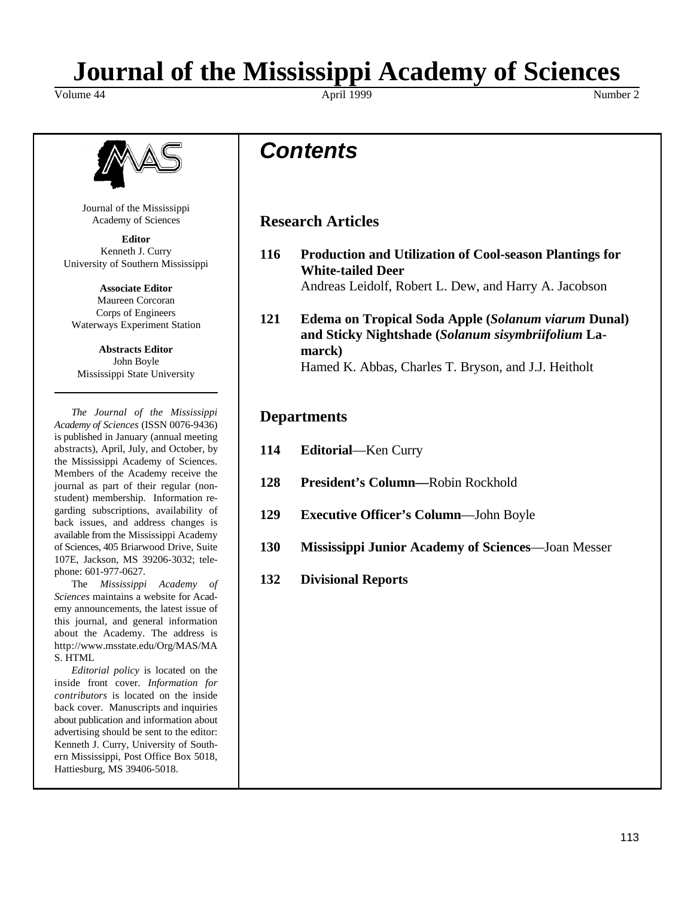# Journal of the Mississippi Academy of Sciences

Volume 44 — April 1999 — Number 2

Journal of the Mississippi Academy of Sciences

**Editor**
Kenneth J. Curry
University of Southern Mississippi

**Associate Editor**
Maureen Corcoran
Corps of Engineers
Waterways Experiment Station

**Abstracts Editor**
John Boyle
Mississippi State University

*The Journal of the Mississippi Academy of Sciences* (ISSN 0076-9436) is published in January (annual meeting abstracts), April, July, and October, by the Mississippi Academy of Sciences. Members of the Academy receive the journal as part of their regular (non-student) membership. Information regarding subscriptions, availability of back issues, and address changes is available from the Mississippi Academy of Sciences, 405 Briarwood Drive, Suite 107E, Jackson, MS 39206-3032; telephone: 601-977-0627.

The *Mississippi Academy of Sciences* maintains a website for Academy announcements, the latest issue of this journal, and general information about the Academy. The address is http://www.msstate.edu/Org/MAS/MAS. HTML

*Editorial policy* is located on the inside front cover. *Information for contributors* is located on the inside back cover. Manuscripts and inquiries about publication and information about advertising should be sent to the editor: Kenneth J. Curry, University of Southern Mississippi, Post Office Box 5018, Hattiesburg, MS 39406-5018.

## Contents

### Research Articles

**116 Production and Utilization of Cool-season Plantings for White-tailed Deer**
Andreas Leidolf, Robert L. Dew, and Harry A. Jacobson

**121 Edema on Tropical Soda Apple (*Solanum viarum* Dunal) and Sticky Nightshade (*Solanum sisymbriifolium* Lamarck)**
Hamed K. Abbas, Charles T. Bryson, and J.J. Heitholt

### Departments

**114 Editorial**—Ken Curry

**128 President's Column—**Robin Rockhold

**129 Executive Officer's Column**—John Boyle

**130 Mississippi Junior Academy of Sciences**—Joan Messer

**132 Divisional Reports**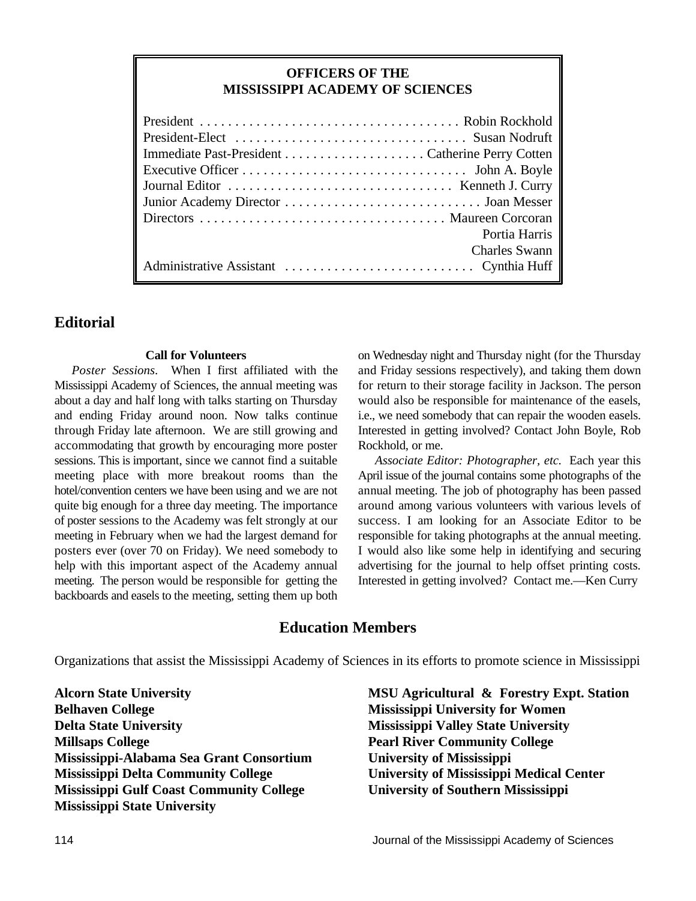## OFFICERS OF THE MISSISSIPPI ACADEMY OF SCIENCES

| Office | Name |
|---|---|
| President | Robin Rockhold |
| President-Elect | Susan Nodruft |
| Immediate Past-President | Catherine Perry Cotten |
| Executive Officer | John A. Boyle |
| Journal Editor | Kenneth J. Curry |
| Junior Academy Director | Joan Messer |
| Directors | Maureen Corcoran |
| | Portia Harris |
| | Charles Swann |
| Administrative Assistant | Cynthia Huff |

## Editorial

### Call for Volunteers

*Poster Sessions*. When I first affiliated with the Mississippi Academy of Sciences, the annual meeting was about a day and half long with talks starting on Thursday and ending Friday around noon. Now talks continue through Friday late afternoon. We are still growing and accommodating that growth by encouraging more poster sessions. This is important, since we cannot find a suitable meeting place with more breakout rooms than the hotel/convention centers we have been using and we are not quite big enough for a three day meeting. The importance of poster sessions to the Academy was felt strongly at our meeting in February when we had the largest demand for posters ever (over 70 on Friday). We need somebody to help with this important aspect of the Academy annual meeting. The person would be responsible for getting the backboards and easels to the meeting, setting them up both on Wednesday night and Thursday night (for the Thursday and Friday sessions respectively), and taking them down for return to their storage facility in Jackson. The person would also be responsible for maintenance of the easels, i.e., we need somebody that can repair the wooden easels. Interested in getting involved? Contact John Boyle, Rob Rockhold, or me.

*Associate Editor: Photographer, etc.* Each year this April issue of the journal contains some photographs of the annual meeting. The job of photography has been passed around among various volunteers with various levels of success. I am looking for an Associate Editor to be responsible for taking photographs at the annual meeting. I would also like some help in identifying and securing advertising for the journal to help offset printing costs. Interested in getting involved? Contact me.—Ken Curry

## Education Members

Organizations that assist the Mississippi Academy of Sciences in its efforts to promote science in Mississippi

**Alcorn State University**
**Belhaven College**
**Delta State University**
**Millsaps College**
**Mississippi-Alabama Sea Grant Consortium**
**Mississippi Delta Community College**
**Mississippi Gulf Coast Community College**
**Mississippi State University**
**MSU Agricultural & Forestry Expt. Station**
**Mississippi University for Women**
**Mississippi Valley State University**
**Pearl River Community College**
**University of Mississippi**
**University of Mississippi Medical Center**
**University of Southern Mississippi**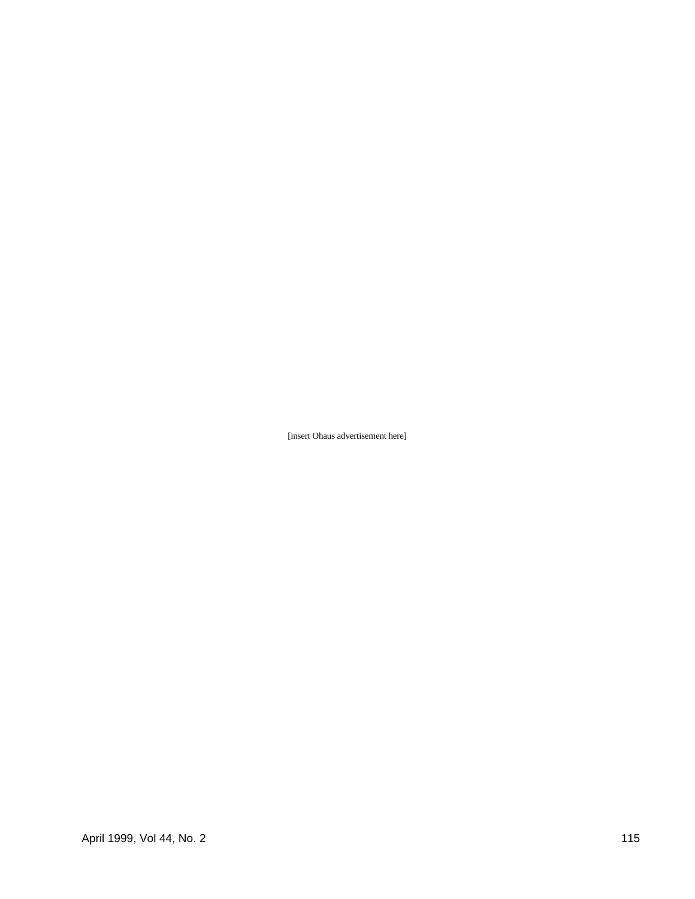[insert Ohaus advertisement here]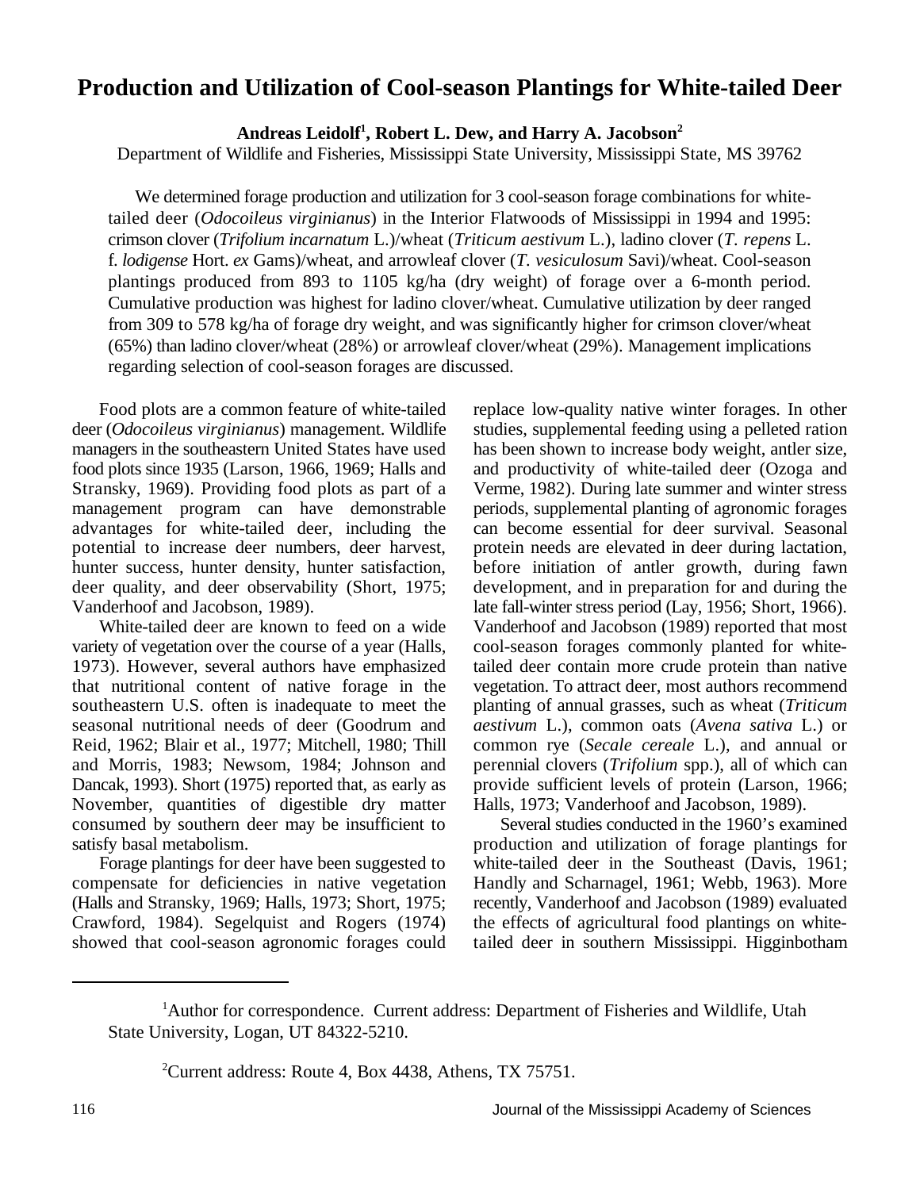# Production and Utilization of Cool-season Plantings for White-tailed Deer

**Andreas Leidolf[1], Robert L. Dew, and Harry A. Jacobson[2]**

Department of Wildlife and Fisheries, Mississippi State University, Mississippi State, MS 39762

We determined forage production and utilization for 3 cool-season forage combinations for white-tailed deer (*Odocoileus virginianus*) in the Interior Flatwoods of Mississippi in 1994 and 1995: crimson clover (*Trifolium incarnatum* L.)/wheat (*Triticum aestivum* L.), ladino clover (*T. repens* L. f. *lodigense* Hort. *ex* Gams)/wheat, and arrowleaf clover (*T. vesiculosum* Savi)/wheat. Cool-season plantings produced from 893 to 1105 kg/ha (dry weight) of forage over a 6-month period. Cumulative production was highest for ladino clover/wheat. Cumulative utilization by deer ranged from 309 to 578 kg/ha of forage dry weight, and was significantly higher for crimson clover/wheat (65%) than ladino clover/wheat (28%) or arrowleaf clover/wheat (29%). Management implications regarding selection of cool-season forages are discussed.

Food plots are a common feature of white-tailed deer (*Odocoileus virginianus*) management. Wildlife managers in the southeastern United States have used food plots since 1935 (Larson, 1966, 1969; Halls and Stransky, 1969). Providing food plots as part of a management program can have demonstrable advantages for white-tailed deer, including the potential to increase deer numbers, deer harvest, hunter success, hunter density, hunter satisfaction, deer quality, and deer observability (Short, 1975; Vanderhoof and Jacobson, 1989).

White-tailed deer are known to feed on a wide variety of vegetation over the course of a year (Halls, 1973). However, several authors have emphasized that nutritional content of native forage in the southeastern U.S. often is inadequate to meet the seasonal nutritional needs of deer (Goodrum and Reid, 1962; Blair et al., 1977; Mitchell, 1980; Thill and Morris, 1983; Newsom, 1984; Johnson and Dancak, 1993). Short (1975) reported that, as early as November, quantities of digestible dry matter consumed by southern deer may be insufficient to satisfy basal metabolism.

Forage plantings for deer have been suggested to compensate for deficiencies in native vegetation (Halls and Stransky, 1969; Halls, 1973; Short, 1975; Crawford, 1984). Segelquist and Rogers (1974) showed that cool-season agronomic forages could replace low-quality native winter forages. In other studies, supplemental feeding using a pelleted ration has been shown to increase body weight, antler size, and productivity of white-tailed deer (Ozoga and Verme, 1982). During late summer and winter stress periods, supplemental planting of agronomic forages can become essential for deer survival. Seasonal protein needs are elevated in deer during lactation, before initiation of antler growth, during fawn development, and in preparation for and during the late fall-winter stress period (Lay, 1956; Short, 1966). Vanderhoof and Jacobson (1989) reported that most cool-season forages commonly planted for white-tailed deer contain more crude protein than native vegetation. To attract deer, most authors recommend planting of annual grasses, such as wheat (*Triticum aestivum* L.), common oats (*Avena sativa* L.) or common rye (*Secale cereale* L.), and annual or perennial clovers (*Trifolium* spp.), all of which can provide sufficient levels of protein (Larson, 1966; Halls, 1973; Vanderhoof and Jacobson, 1989).

Several studies conducted in the 1960's examined production and utilization of forage plantings for white-tailed deer in the Southeast (Davis, 1961; Handly and Scharnagel, 1961; Webb, 1963). More recently, Vanderhoof and Jacobson (1989) evaluated the effects of agricultural food plantings on white-tailed deer in southern Mississippi. Higginbotham

---

[1]Author for correspondence. Current address: Department of Fisheries and Wildlife, Utah State University, Logan, UT 84322-5210.

[2]Current address: Route 4, Box 4438, Athens, TX 75751.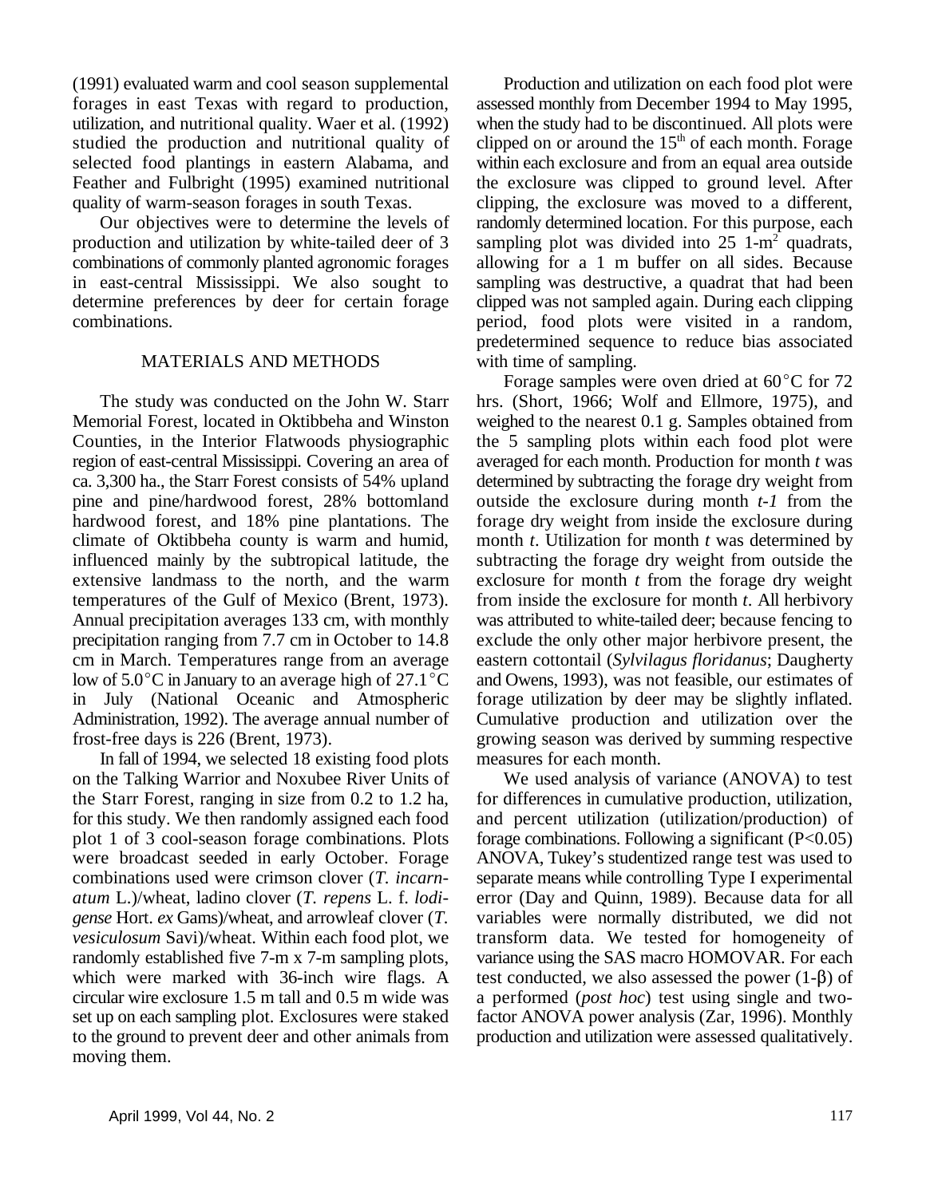(1991) evaluated warm and cool season supplemental forages in east Texas with regard to production, utilization, and nutritional quality. Waer et al. (1992) studied the production and nutritional quality of selected food plantings in eastern Alabama, and Feather and Fulbright (1995) examined nutritional quality of warm-season forages in south Texas.

Our objectives were to determine the levels of production and utilization by white-tailed deer of 3 combinations of commonly planted agronomic forages in east-central Mississippi. We also sought to determine preferences by deer for certain forage combinations.

## MATERIALS AND METHODS

The study was conducted on the John W. Starr Memorial Forest, located in Oktibbeha and Winston Counties, in the Interior Flatwoods physiographic region of east-central Mississippi. Covering an area of ca. 3,300 ha., the Starr Forest consists of 54% upland pine and pine/hardwood forest, 28% bottomland hardwood forest, and 18% pine plantations. The climate of Oktibbeha county is warm and humid, influenced mainly by the subtropical latitude, the extensive landmass to the north, and the warm temperatures of the Gulf of Mexico (Brent, 1973). Annual precipitation averages 133 cm, with monthly precipitation ranging from 7.7 cm in October to 14.8 cm in March. Temperatures range from an average low of 5.0°C in January to an average high of 27.1°C in July (National Oceanic and Atmospheric Administration, 1992). The average annual number of frost-free days is 226 (Brent, 1973).

In fall of 1994, we selected 18 existing food plots on the Talking Warrior and Noxubee River Units of the Starr Forest, ranging in size from 0.2 to 1.2 ha, for this study. We then randomly assigned each food plot 1 of 3 cool-season forage combinations. Plots were broadcast seeded in early October. Forage combinations used were crimson clover (*T. incarnatum* L.)/wheat, ladino clover (*T. repens* L. f. *lodigense* Hort. *ex* Gams)/wheat, and arrowleaf clover (*T. vesiculosum* Savi)/wheat. Within each food plot, we randomly established five 7-m x 7-m sampling plots, which were marked with 36-inch wire flags. A circular wire exclosure 1.5 m tall and 0.5 m wide was set up on each sampling plot. Exclosures were staked to the ground to prevent deer and other animals from moving them.

Production and utilization on each food plot were assessed monthly from December 1994 to May 1995, when the study had to be discontinued. All plots were clipped on or around the 15th of each month. Forage within each exclosure and from an equal area outside the exclosure was clipped to ground level. After clipping, the exclosure was moved to a different, randomly determined location. For this purpose, each sampling plot was divided into 25 1-m$^2$ quadrats, allowing for a 1 m buffer on all sides. Because sampling was destructive, a quadrat that had been clipped was not sampled again. During each clipping period, food plots were visited in a random, predetermined sequence to reduce bias associated with time of sampling.

Forage samples were oven dried at 60°C for 72 hrs. (Short, 1966; Wolf and Ellmore, 1975), and weighed to the nearest 0.1 g. Samples obtained from the 5 sampling plots within each food plot were averaged for each month. Production for month $t$ was determined by subtracting the forage dry weight from outside the exclosure during month $t-1$ from the forage dry weight from inside the exclosure during month $t$. Utilization for month $t$ was determined by subtracting the forage dry weight from outside the exclosure for month $t$ from the forage dry weight from inside the exclosure for month $t$. All herbivory was attributed to white-tailed deer; because fencing to exclude the only other major herbivore present, the eastern cottontail (*Sylvilagus floridanus*; Daugherty and Owens, 1993), was not feasible, our estimates of forage utilization by deer may be slightly inflated. Cumulative production and utilization over the growing season was derived by summing respective measures for each month.

We used analysis of variance (ANOVA) to test for differences in cumulative production, utilization, and percent utilization (utilization/production) of forage combinations. Following a significant ($P<0.05$) ANOVA, Tukey's studentized range test was used to separate means while controlling Type I experimental error (Day and Quinn, 1989). Because data for all variables were normally distributed, we did not transform data. We tested for homogeneity of variance using the SAS macro HOMOVAR. For each test conducted, we also assessed the power ($1-\beta$) of a performed (*post hoc*) test using single and two-factor ANOVA power analysis (Zar, 1996). Monthly production and utilization were assessed qualitatively.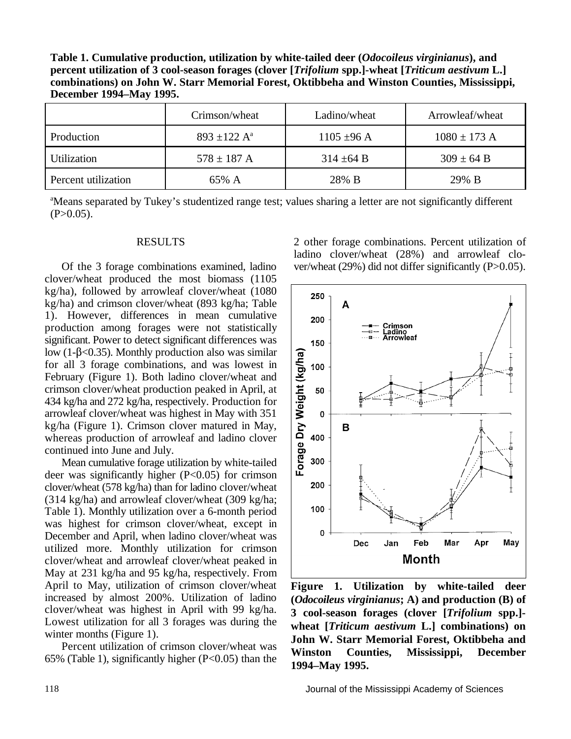**Table 1. Cumulative production, utilization by white-tailed deer (*Odocoileus virginianus*), and percent utilization of 3 cool-season forages (clover [*Trifolium* spp.]-wheat [*Triticum aestivum* L.] combinations) on John W. Starr Memorial Forest, Oktibbeha and Winston Counties, Mississippi, December 1994–May 1995.**

| | Crimson/wheat | Ladino/wheat | Arrowleaf/wheat |
|---|---|---|---|
| Production | 893 ±122 A[a] | 1105 ±96 A | 1080 ± 173 A |
| Utilization | 578 ± 187 A | 314 ±64 B | 309 ± 64 B |
| Percent utilization | 65% A | 28% B | 29% B |

[a]Means separated by Tukey's studentized range test; values sharing a letter are not significantly different (P>0.05).

## RESULTS

Of the 3 forage combinations examined, ladino clover/wheat produced the most biomass (1105 kg/ha), followed by arrowleaf clover/wheat (1080 kg/ha) and crimson clover/wheat (893 kg/ha; Table 1). However, differences in mean cumulative production among forages were not statistically significant. Power to detect significant differences was low ($1-\beta<0.35$). Monthly production also was similar for all 3 forage combinations, and was lowest in February (Figure 1). Both ladino clover/wheat and crimson clover/wheat production peaked in April, at 434 kg/ha and 272 kg/ha, respectively. Production for arrowleaf clover/wheat was highest in May with 351 kg/ha (Figure 1). Crimson clover matured in May, whereas production of arrowleaf and ladino clover continued into June and July.

Mean cumulative forage utilization by white-tailed deer was significantly higher (P<0.05) for crimson clover/wheat (578 kg/ha) than for ladino clover/wheat (314 kg/ha) and arrowleaf clover/wheat (309 kg/ha; Table 1). Monthly utilization over a 6-month period was highest for crimson clover/wheat, except in December and April, when ladino clover/wheat was utilized more. Monthly utilization for crimson clover/wheat and arrowleaf clover/wheat peaked in May at 231 kg/ha and 95 kg/ha, respectively. From April to May, utilization of crimson clover/wheat increased by almost 200%. Utilization of ladino clover/wheat was highest in April with 99 kg/ha. Lowest utilization for all 3 forages was during the winter months (Figure 1).

Percent utilization of crimson clover/wheat was 65% (Table 1), significantly higher (P<0.05) than the 2 other forage combinations. Percent utilization of ladino clover/wheat (28%) and arrowleaf clover/wheat (29%) did not differ significantly (P>0.05).

**Figure 1. Utilization by white-tailed deer (*Odocoileus virginianus*; A) and production (B) of 3 cool-season forages (clover [*Trifolium* spp.]-wheat [*Triticum aestivum* L.] combinations) on John W. Starr Memorial Forest, Oktibbeha and Winston Counties, Mississippi, December 1994–May 1995.**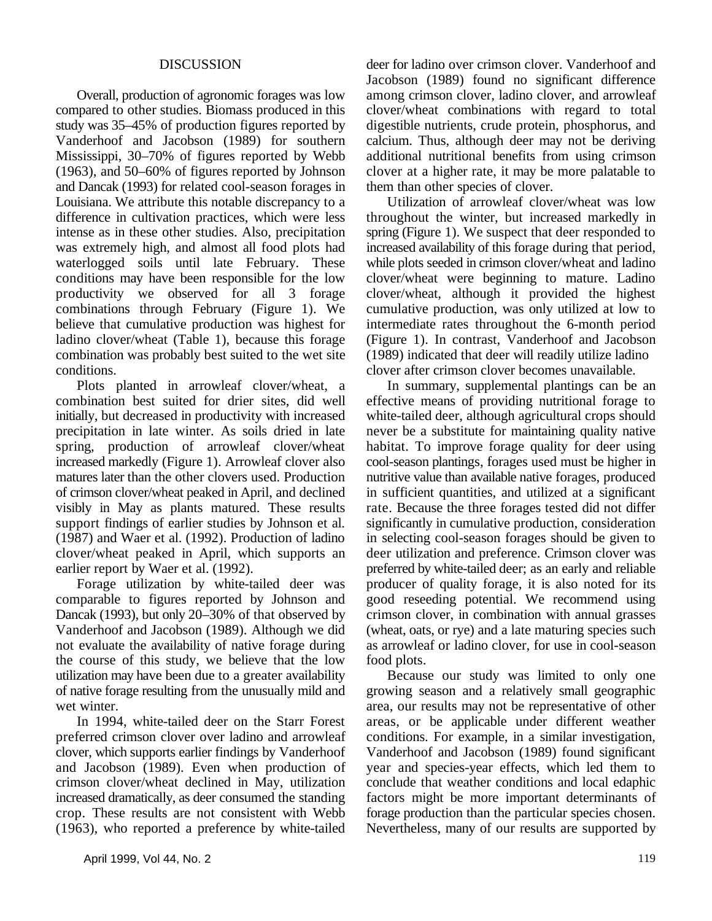## DISCUSSION

Overall, production of agronomic forages was low compared to other studies. Biomass produced in this study was 35–45% of production figures reported by Vanderhoof and Jacobson (1989) for southern Mississippi, 30–70% of figures reported by Webb (1963), and 50–60% of figures reported by Johnson and Dancak (1993) for related cool-season forages in Louisiana. We attribute this notable discrepancy to a difference in cultivation practices, which were less intense as in these other studies. Also, precipitation was extremely high, and almost all food plots had waterlogged soils until late February. These conditions may have been responsible for the low productivity we observed for all 3 forage combinations through February (Figure 1). We believe that cumulative production was highest for ladino clover/wheat (Table 1), because this forage combination was probably best suited to the wet site conditions.

Plots planted in arrowleaf clover/wheat, a combination best suited for drier sites, did well initially, but decreased in productivity with increased precipitation in late winter. As soils dried in late spring, production of arrowleaf clover/wheat increased markedly (Figure 1). Arrowleaf clover also matures later than the other clovers used. Production of crimson clover/wheat peaked in April, and declined visibly in May as plants matured. These results support findings of earlier studies by Johnson et al. (1987) and Waer et al. (1992). Production of ladino clover/wheat peaked in April, which supports an earlier report by Waer et al. (1992).

Forage utilization by white-tailed deer was comparable to figures reported by Johnson and Dancak (1993), but only 20–30% of that observed by Vanderhoof and Jacobson (1989). Although we did not evaluate the availability of native forage during the course of this study, we believe that the low utilization may have been due to a greater availability of native forage resulting from the unusually mild and wet winter.

In 1994, white-tailed deer on the Starr Forest preferred crimson clover over ladino and arrowleaf clover, which supports earlier findings by Vanderhoof and Jacobson (1989). Even when production of crimson clover/wheat declined in May, utilization increased dramatically, as deer consumed the standing crop. These results are not consistent with Webb (1963), who reported a preference by white-tailed deer for ladino over crimson clover. Vanderhoof and Jacobson (1989) found no significant difference among crimson clover, ladino clover, and arrowleaf clover/wheat combinations with regard to total digestible nutrients, crude protein, phosphorus, and calcium. Thus, although deer may not be deriving additional nutritional benefits from using crimson clover at a higher rate, it may be more palatable to them than other species of clover.

Utilization of arrowleaf clover/wheat was low throughout the winter, but increased markedly in spring (Figure 1). We suspect that deer responded to increased availability of this forage during that period, while plots seeded in crimson clover/wheat and ladino clover/wheat were beginning to mature. Ladino clover/wheat, although it provided the highest cumulative production, was only utilized at low to intermediate rates throughout the 6-month period (Figure 1). In contrast, Vanderhoof and Jacobson (1989) indicated that deer will readily utilize ladino clover after crimson clover becomes unavailable.

In summary, supplemental plantings can be an effective means of providing nutritional forage to white-tailed deer, although agricultural crops should never be a substitute for maintaining quality native habitat. To improve forage quality for deer using cool-season plantings, forages used must be higher in nutritive value than available native forages, produced in sufficient quantities, and utilized at a significant rate. Because the three forages tested did not differ significantly in cumulative production, consideration in selecting cool-season forages should be given to deer utilization and preference. Crimson clover was preferred by white-tailed deer; as an early and reliable producer of quality forage, it is also noted for its good reseeding potential. We recommend using crimson clover, in combination with annual grasses (wheat, oats, or rye) and a late maturing species such as arrowleaf or ladino clover, for use in cool-season food plots.

Because our study was limited to only one growing season and a relatively small geographic area, our results may not be representative of other areas, or be applicable under different weather conditions. For example, in a similar investigation, Vanderhoof and Jacobson (1989) found significant year and species-year effects, which led them to conclude that weather conditions and local edaphic factors might be more important determinants of forage production than the particular species chosen. Nevertheless, many of our results are supported by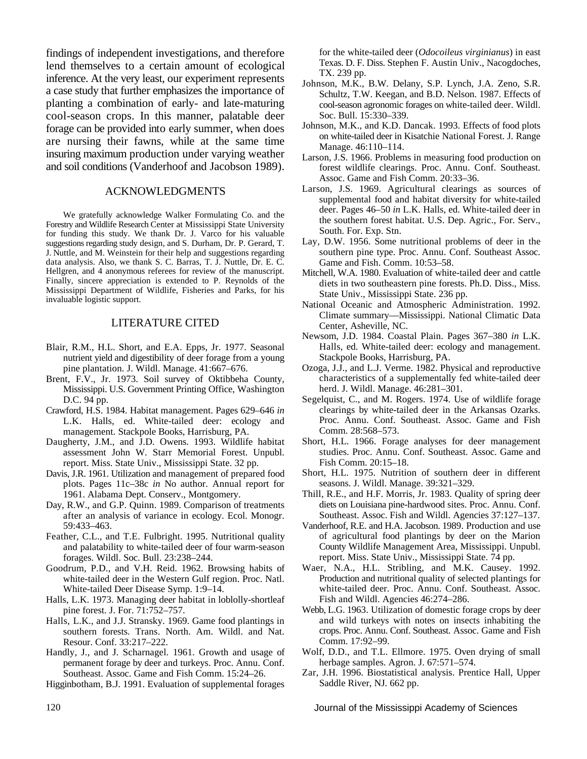findings of independent investigations, and therefore lend themselves to a certain amount of ecological inference. At the very least, our experiment represents a case study that further emphasizes the importance of planting a combination of early- and late-maturing cool-season crops. In this manner, palatable deer forage can be provided into early summer, when does are nursing their fawns, while at the same time insuring maximum production under varying weather and soil conditions (Vanderhoof and Jacobson 1989).

## ACKNOWLEDGMENTS

We gratefully acknowledge Walker Formulating Co. and the Forestry and Wildlife Research Center at Mississippi State University for funding this study. We thank Dr. J. Varco for his valuable suggestions regarding study design, and S. Durham, Dr. P. Gerard, T. J. Nuttle, and M. Weinstein for their help and suggestions regarding data analysis. Also, we thank S. C. Barras, T. J. Nuttle, Dr. E. C. Hellgren, and 4 anonymous referees for review of the manuscript. Finally, sincere appreciation is extended to P. Reynolds of the Mississippi Department of Wildlife, Fisheries and Parks, for his invaluable logistic support.

## LITERATURE CITED

Blair, R.M., H.L. Short, and E.A. Epps, Jr. 1977. Seasonal nutrient yield and digestibility of deer forage from a young pine plantation. J. Wildl. Manage. 41:667–676.

Brent, F.V., Jr. 1973. Soil survey of Oktibbeha County, Mississippi. U.S. Government Printing Office, Washington D.C. 94 pp.

Crawford, H.S. 1984. Habitat management. Pages 629–646 *in* L.K. Halls, ed. White-tailed deer: ecology and management. Stackpole Books, Harrisburg, PA.

Daugherty, J.M., and J.D. Owens. 1993. Wildlife habitat assessment John W. Starr Memorial Forest. Unpubl. report. Miss. State Univ., Mississippi State. 32 pp.

Davis, J.R. 1961. Utilization and management of prepared food plots. Pages 11c–38c *in* No author. Annual report for 1961. Alabama Dept. Conserv., Montgomery.

Day, R.W., and G.P. Quinn. 1989. Comparison of treatments after an analysis of variance in ecology. Ecol. Monogr. 59:433–463.

Feather, C.L., and T.E. Fulbright. 1995. Nutritional quality and palatability to white-tailed deer of four warm-season forages. Wildl. Soc. Bull. 23:238–244.

Goodrum, P.D., and V.H. Reid. 1962. Browsing habits of white-tailed deer in the Western Gulf region. Proc. Natl. White-tailed Deer Disease Symp. 1:9–14.

Halls, L.K. 1973. Managing deer habitat in loblolly-shortleaf pine forest. J. For. 71:752–757.

Halls, L.K., and J.J. Stransky. 1969. Game food plantings in southern forests. Trans. North. Am. Wildl. and Nat. Resour. Conf. 33:217–222.

Handly, J., and J. Scharnagel. 1961. Growth and usage of permanent forage by deer and turkeys. Proc. Annu. Conf. Southeast. Assoc. Game and Fish Comm. 15:24–26.

Higginbotham, B.J. 1991. Evaluation of supplemental forages for the white-tailed deer (*Odocoileus virginianus*) in east Texas. D. F. Diss. Stephen F. Austin Univ., Nacogdoches, TX. 239 pp.

Johnson, M.K., B.W. Delany, S.P. Lynch, J.A. Zeno, S.R. Schultz, T.W. Keegan, and B.D. Nelson. 1987. Effects of cool-season agronomic forages on white-tailed deer. Wildl. Soc. Bull. 15:330–339.

Johnson, M.K., and K.D. Dancak. 1993. Effects of food plots on white-tailed deer in Kisatchie National Forest. J. Range Manage. 46:110–114.

Larson, J.S. 1966. Problems in measuring food production on forest wildlife clearings. Proc. Annu. Conf. Southeast. Assoc. Game and Fish Comm. 20:33–36.

Larson, J.S. 1969. Agricultural clearings as sources of supplemental food and habitat diversity for white-tailed deer. Pages 46–50 *in* L.K. Halls, ed. White-tailed deer in the southern forest habitat. U.S. Dep. Agric., For. Serv., South. For. Exp. Stn.

Lay, D.W. 1956. Some nutritional problems of deer in the southern pine type. Proc. Annu. Conf. Southeast Assoc. Game and Fish. Comm. 10:53–58.

Mitchell, W.A. 1980. Evaluation of white-tailed deer and cattle diets in two southeastern pine forests. Ph.D. Diss., Miss. State Univ., Mississippi State. 236 pp.

National Oceanic and Atmospheric Administration. 1992. Climate summary—Mississippi. National Climatic Data Center, Asheville, NC.

Newsom, J.D. 1984. Coastal Plain. Pages 367–380 *in* L.K. Halls, ed. White-tailed deer: ecology and management. Stackpole Books, Harrisburg, PA.

Ozoga, J.J., and L.J. Verme. 1982. Physical and reproductive characteristics of a supplementally fed white-tailed deer herd. J. Wildl. Manage. 46:281–301.

Segelquist, C., and M. Rogers. 1974. Use of wildlife forage clearings by white-tailed deer in the Arkansas Ozarks. Proc. Annu. Conf. Southeast. Assoc. Game and Fish Comm. 28:568–573.

Short, H.L. 1966. Forage analyses for deer management studies. Proc. Annu. Conf. Southeast. Assoc. Game and Fish Comm. 20:15–18.

Short, H.L. 1975. Nutrition of southern deer in different seasons. J. Wildl. Manage. 39:321–329.

Thill, R.E., and H.F. Morris, Jr. 1983. Quality of spring deer diets on Louisiana pine-hardwood sites. Proc. Annu. Conf. Southeast. Assoc. Fish and Wildl. Agencies 37:127–137.

Vanderhoof, R.E. and H.A. Jacobson. 1989. Production and use of agricultural food plantings by deer on the Marion County Wildlife Management Area, Mississippi. Unpubl. report. Miss. State Univ., Mississippi State. 74 pp.

Waer, N.A., H.L. Stribling, and M.K. Causey. 1992. Production and nutritional quality of selected plantings for white-tailed deer. Proc. Annu. Conf. Southeast. Assoc. Fish and Wildl. Agencies 46:274–286.

Webb, L.G. 1963. Utilization of domestic forage crops by deer and wild turkeys with notes on insects inhabiting the crops. Proc. Annu. Conf. Southeast. Assoc. Game and Fish Comm. 17:92–99.

Wolf, D.D., and T.L. Ellmore. 1975. Oven drying of small herbage samples. Agron. J. 67:571–574.

Zar, J.H. 1996. Biostatistical analysis. Prentice Hall, Upper Saddle River, NJ. 662 pp.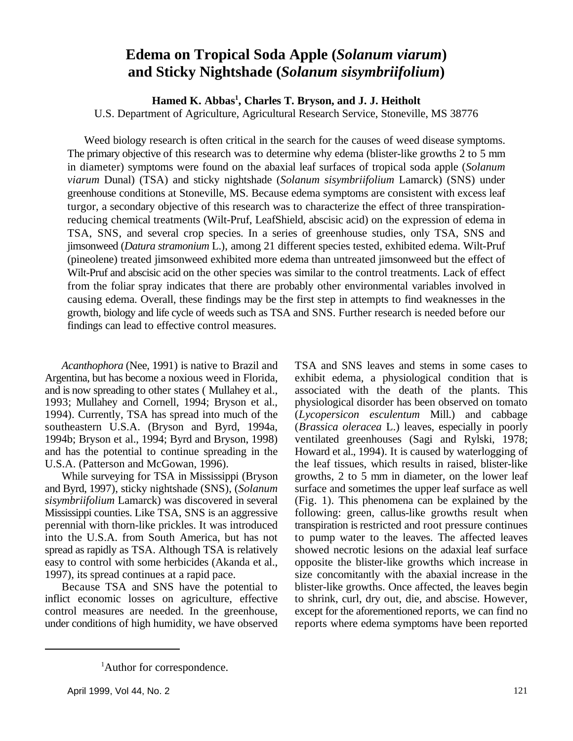# Edema on Tropical Soda Apple (*Solanum viarum*) and Sticky Nightshade (*Solanum sisymbriifolium*)

**Hamed K. Abbas[1], Charles T. Bryson, and J. J. Heitholt**

U.S. Department of Agriculture, Agricultural Research Service, Stoneville, MS 38776

Weed biology research is often critical in the search for the causes of weed disease symptoms. The primary objective of this research was to determine why edema (blister-like growths 2 to 5 mm in diameter) symptoms were found on the abaxial leaf surfaces of tropical soda apple (*Solanum viarum* Dunal) (TSA) and sticky nightshade (*Solanum sisymbriifolium* Lamarck) (SNS) under greenhouse conditions at Stoneville, MS. Because edema symptoms are consistent with excess leaf turgor, a secondary objective of this research was to characterize the effect of three transpiration-reducing chemical treatments (Wilt-Pruf, LeafShield, abscisic acid) on the expression of edema in TSA, SNS, and several crop species. In a series of greenhouse studies, only TSA, SNS and jimsonweed (*Datura stramonium* L.), among 21 different species tested, exhibited edema. Wilt-Pruf (pineolene) treated jimsonweed exhibited more edema than untreated jimsonweed but the effect of Wilt-Pruf and abscisic acid on the other species was similar to the control treatments. Lack of effect from the foliar spray indicates that there are probably other environmental variables involved in causing edema. Overall, these findings may be the first step in attempts to find weaknesses in the growth, biology and life cycle of weeds such as TSA and SNS. Further research is needed before our findings can lead to effective control measures.

*Acanthophora* (Nee, 1991) is native to Brazil and Argentina, but has become a noxious weed in Florida, and is now spreading to other states ( Mullahey et al., 1993; Mullahey and Cornell, 1994; Bryson et al., 1994). Currently, TSA has spread into much of the southeastern U.S.A. (Bryson and Byrd, 1994a, 1994b; Bryson et al., 1994; Byrd and Bryson, 1998) and has the potential to continue spreading in the U.S.A. (Patterson and McGowan, 1996).

While surveying for TSA in Mississippi (Bryson and Byrd, 1997), sticky nightshade (SNS), (*Solanum sisymbriifolium* Lamarck) was discovered in several Mississippi counties. Like TSA, SNS is an aggressive perennial with thorn-like prickles. It was introduced into the U.S.A. from South America, but has not spread as rapidly as TSA. Although TSA is relatively easy to control with some herbicides (Akanda et al., 1997), its spread continues at a rapid pace.

Because TSA and SNS have the potential to inflict economic losses on agriculture, effective control measures are needed. In the greenhouse, under conditions of high humidity, we have observed TSA and SNS leaves and stems in some cases to exhibit edema, a physiological condition that is associated with the death of the plants. This physiological disorder has been observed on tomato (*Lycopersicon esculentum* Mill.) and cabbage (*Brassica oleracea* L.) leaves, especially in poorly ventilated greenhouses (Sagi and Rylski, 1978; Howard et al., 1994). It is caused by waterlogging of the leaf tissues, which results in raised, blister-like growths, 2 to 5 mm in diameter, on the lower leaf surface and sometimes the upper leaf surface as well (Fig. 1). This phenomena can be explained by the following: green, callus-like growths result when transpiration is restricted and root pressure continues to pump water to the leaves. The affected leaves showed necrotic lesions on the adaxial leaf surface opposite the blister-like growths which increase in size concomitantly with the abaxial increase in the blister-like growths. Once affected, the leaves begin to shrink, curl, dry out, die, and abscise. However, except for the aforementioned reports, we can find no reports where edema symptoms have been reported

[1]Author for correspondence.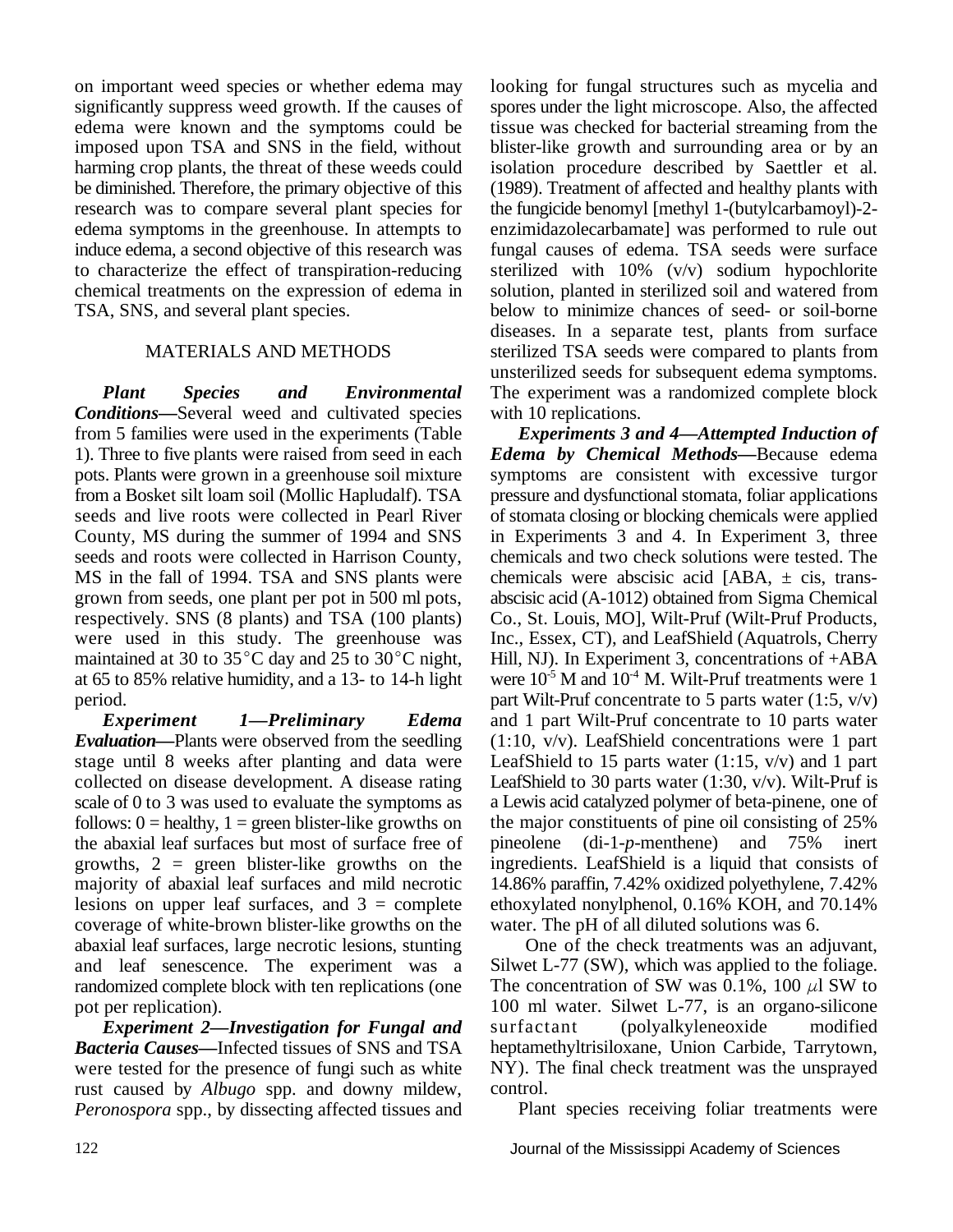on important weed species or whether edema may significantly suppress weed growth. If the causes of edema were known and the symptoms could be imposed upon TSA and SNS in the field, without harming crop plants, the threat of these weeds could be diminished. Therefore, the primary objective of this research was to compare several plant species for edema symptoms in the greenhouse. In attempts to induce edema, a second objective of this research was to characterize the effect of transpiration-reducing chemical treatments on the expression of edema in TSA, SNS, and several plant species.

## MATERIALS AND METHODS

***Plant Species and Environmental Conditions***—Several weed and cultivated species from 5 families were used in the experiments (Table 1). Three to five plants were raised from seed in each pots. Plants were grown in a greenhouse soil mixture from a Bosket silt loam soil (Mollic Hapludalf). TSA seeds and live roots were collected in Pearl River County, MS during the summer of 1994 and SNS seeds and roots were collected in Harrison County, MS in the fall of 1994. TSA and SNS plants were grown from seeds, one plant per pot in 500 ml pots, respectively. SNS (8 plants) and TSA (100 plants) were used in this study. The greenhouse was maintained at 30 to 35°C day and 25 to 30°C night, at 65 to 85% relative humidity, and a 13- to 14-h light period.

***Experiment 1—Preliminary Edema Evaluation***—Plants were observed from the seedling stage until 8 weeks after planting and data were collected on disease development. A disease rating scale of 0 to 3 was used to evaluate the symptoms as follows: 0 = healthy, 1 = green blister-like growths on the abaxial leaf surfaces but most of surface free of growths, 2 = green blister-like growths on the majority of abaxial leaf surfaces and mild necrotic lesions on upper leaf surfaces, and 3 = complete coverage of white-brown blister-like growths on the abaxial leaf surfaces, large necrotic lesions, stunting and leaf senescence. The experiment was a randomized complete block with ten replications (one pot per replication).

***Experiment 2—Investigation for Fungal and Bacteria Causes***—Infected tissues of SNS and TSA were tested for the presence of fungi such as white rust caused by *Albugo* spp. and downy mildew, *Peronospora* spp., by dissecting affected tissues and looking for fungal structures such as mycelia and spores under the light microscope. Also, the affected tissue was checked for bacterial streaming from the blister-like growth and surrounding area or by an isolation procedure described by Saettler et al. (1989). Treatment of affected and healthy plants with the fungicide benomyl [methyl 1-(butylcarbamoyl)-2-enzimidazolecarbamate] was performed to rule out fungal causes of edema. TSA seeds were surface sterilized with 10% (v/v) sodium hypochlorite solution, planted in sterilized soil and watered from below to minimize chances of seed- or soil-borne diseases. In a separate test, plants from surface sterilized TSA seeds were compared to plants from unsterilized seeds for subsequent edema symptoms. The experiment was a randomized complete block with 10 replications.

***Experiments 3 and 4—Attempted Induction of Edema by Chemical Methods***—Because edema symptoms are consistent with excessive turgor pressure and dysfunctional stomata, foliar applications of stomata closing or blocking chemicals were applied in Experiments 3 and 4. In Experiment 3, three chemicals and two check solutions were tested. The chemicals were abscisic acid [ABA, ± cis, trans-abscisic acid (A-1012) obtained from Sigma Chemical Co., St. Louis, MO], Wilt-Pruf (Wilt-Pruf Products, Inc., Essex, CT), and LeafShield (Aquatrols, Cherry Hill, NJ). In Experiment 3, concentrations of +ABA were $10^{-5}$ M and $10^{-4}$ M. Wilt-Pruf treatments were 1 part Wilt-Pruf concentrate to 5 parts water (1:5, v/v) and 1 part Wilt-Pruf concentrate to 10 parts water (1:10, v/v). LeafShield concentrations were 1 part LeafShield to 15 parts water (1:15, v/v) and 1 part LeafShield to 30 parts water (1:30, v/v). Wilt-Pruf is a Lewis acid catalyzed polymer of beta-pinene, one of the major constituents of pine oil consisting of 25% pineolene (di-1-*p*-menthene) and 75% inert ingredients. LeafShield is a liquid that consists of 14.86% paraffin, 7.42% oxidized polyethylene, 7.42% ethoxylated nonylphenol, 0.16% KOH, and 70.14% water. The pH of all diluted solutions was 6.

One of the check treatments was an adjuvant, Silwet L-77 (SW), which was applied to the foliage. The concentration of SW was 0.1%, 100 $\mu$l SW to 100 ml water. Silwet L-77, is an organo-silicone surfactant (polyalkyleneoxide modified heptamethyltrisiloxane, Union Carbide, Tarrytown, NY). The final check treatment was the unsprayed control.

Plant species receiving foliar treatments were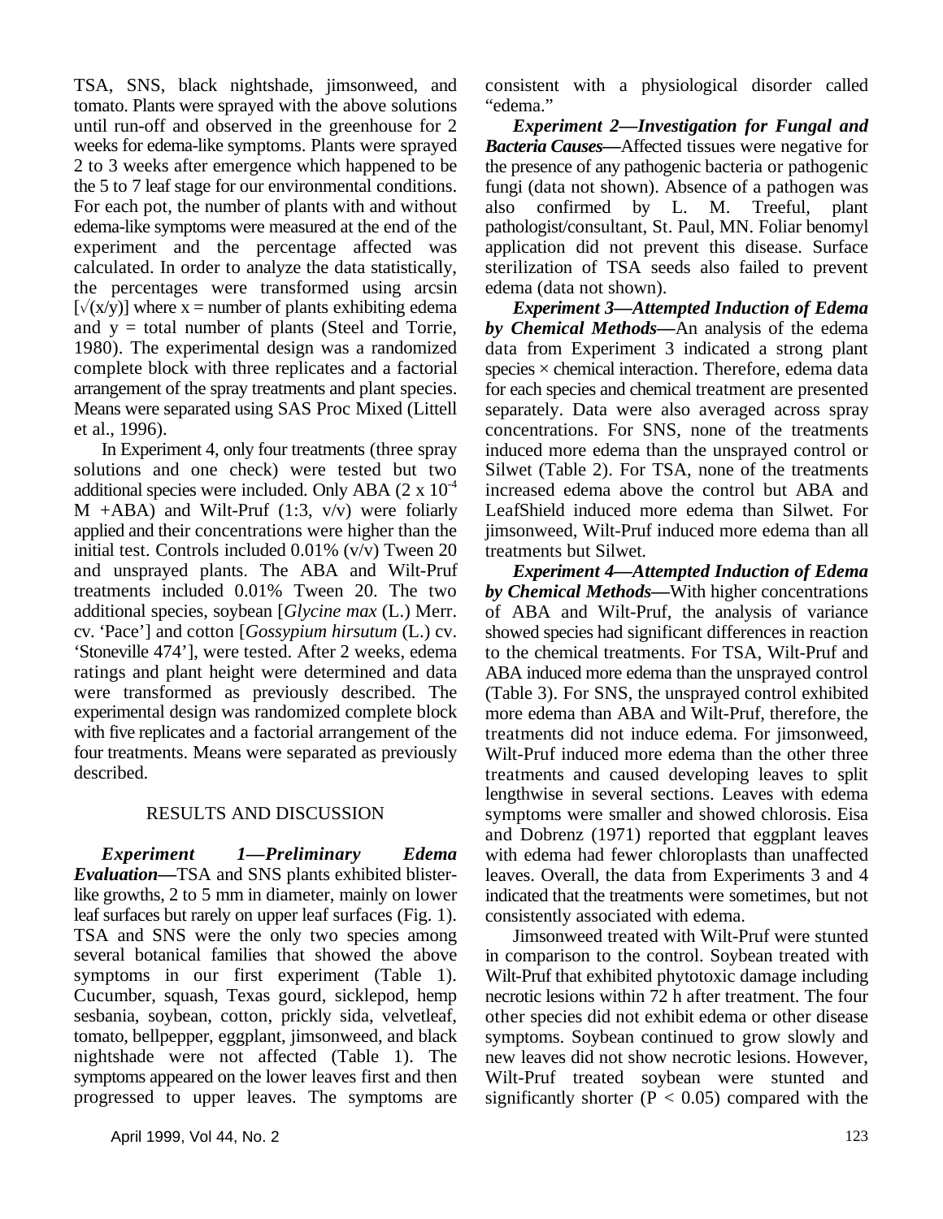TSA, SNS, black nightshade, jimsonweed, and tomato. Plants were sprayed with the above solutions until run-off and observed in the greenhouse for 2 weeks for edema-like symptoms. Plants were sprayed 2 to 3 weeks after emergence which happened to be the 5 to 7 leaf stage for our environmental conditions. For each pot, the number of plants with and without edema-like symptoms were measured at the end of the experiment and the percentage affected was calculated. In order to analyze the data statistically, the percentages were transformed using arcsin $[\sqrt{(x/y)}]$ where x = number of plants exhibiting edema and y = total number of plants (Steel and Torrie, 1980). The experimental design was a randomized complete block with three replicates and a factorial arrangement of the spray treatments and plant species. Means were separated using SAS Proc Mixed (Littell et al., 1996).

In Experiment 4, only four treatments (three spray solutions and one check) were tested but two additional species were included. Only ABA ($2 \times 10^{-4}$ M +ABA) and Wilt-Pruf (1:3, v/v) were foliarly applied and their concentrations were higher than the initial test. Controls included 0.01% (v/v) Tween 20 and unsprayed plants. The ABA and Wilt-Pruf treatments included 0.01% Tween 20. The two additional species, soybean [*Glycine max* (L.) Merr. cv. 'Pace'] and cotton [*Gossypium hirsutum* (L.) cv. 'Stoneville 474'], were tested. After 2 weeks, edema ratings and plant height were determined and data were transformed as previously described. The experimental design was randomized complete block with five replicates and a factorial arrangement of the four treatments. Means were separated as previously described.

## RESULTS AND DISCUSSION

***Experiment 1—Preliminary Edema Evaluation—***TSA and SNS plants exhibited blister-like growths, 2 to 5 mm in diameter, mainly on lower leaf surfaces but rarely on upper leaf surfaces (Fig. 1). TSA and SNS were the only two species among several botanical families that showed the above symptoms in our first experiment (Table 1). Cucumber, squash, Texas gourd, sicklepod, hemp sesbania, soybean, cotton, prickly sida, velvetleaf, tomato, bellpepper, eggplant, jimsonweed, and black nightshade were not affected (Table 1). The symptoms appeared on the lower leaves first and then progressed to upper leaves. The symptoms are consistent with a physiological disorder called "edema."

***Experiment 2—Investigation for Fungal and Bacteria Causes—***Affected tissues were negative for the presence of any pathogenic bacteria or pathogenic fungi (data not shown). Absence of a pathogen was also confirmed by L. M. Treeful, plant pathologist/consultant, St. Paul, MN. Foliar benomyl application did not prevent this disease. Surface sterilization of TSA seeds also failed to prevent edema (data not shown).

***Experiment 3—Attempted Induction of Edema by Chemical Methods—***An analysis of the edema data from Experiment 3 indicated a strong plant species × chemical interaction. Therefore, edema data for each species and chemical treatment are presented separately. Data were also averaged across spray concentrations. For SNS, none of the treatments induced more edema than the unsprayed control or Silwet (Table 2). For TSA, none of the treatments increased edema above the control but ABA and LeafShield induced more edema than Silwet. For jimsonweed, Wilt-Pruf induced more edema than all treatments but Silwet.

***Experiment 4—Attempted Induction of Edema by Chemical Methods—***With higher concentrations of ABA and Wilt-Pruf, the analysis of variance showed species had significant differences in reaction to the chemical treatments. For TSA, Wilt-Pruf and ABA induced more edema than the unsprayed control (Table 3). For SNS, the unsprayed control exhibited more edema than ABA and Wilt-Pruf, therefore, the treatments did not induce edema. For jimsonweed, Wilt-Pruf induced more edema than the other three treatments and caused developing leaves to split lengthwise in several sections. Leaves with edema symptoms were smaller and showed chlorosis. Eisa and Dobrenz (1971) reported that eggplant leaves with edema had fewer chloroplasts than unaffected leaves. Overall, the data from Experiments 3 and 4 indicated that the treatments were sometimes, but not consistently associated with edema.

Jimsonweed treated with Wilt-Pruf were stunted in comparison to the control. Soybean treated with Wilt-Pruf that exhibited phytotoxic damage including necrotic lesions within 72 h after treatment. The four other species did not exhibit edema or other disease symptoms. Soybean continued to grow slowly and new leaves did not show necrotic lesions. However, Wilt-Pruf treated soybean were stunted and significantly shorter ($P < 0.05$) compared with the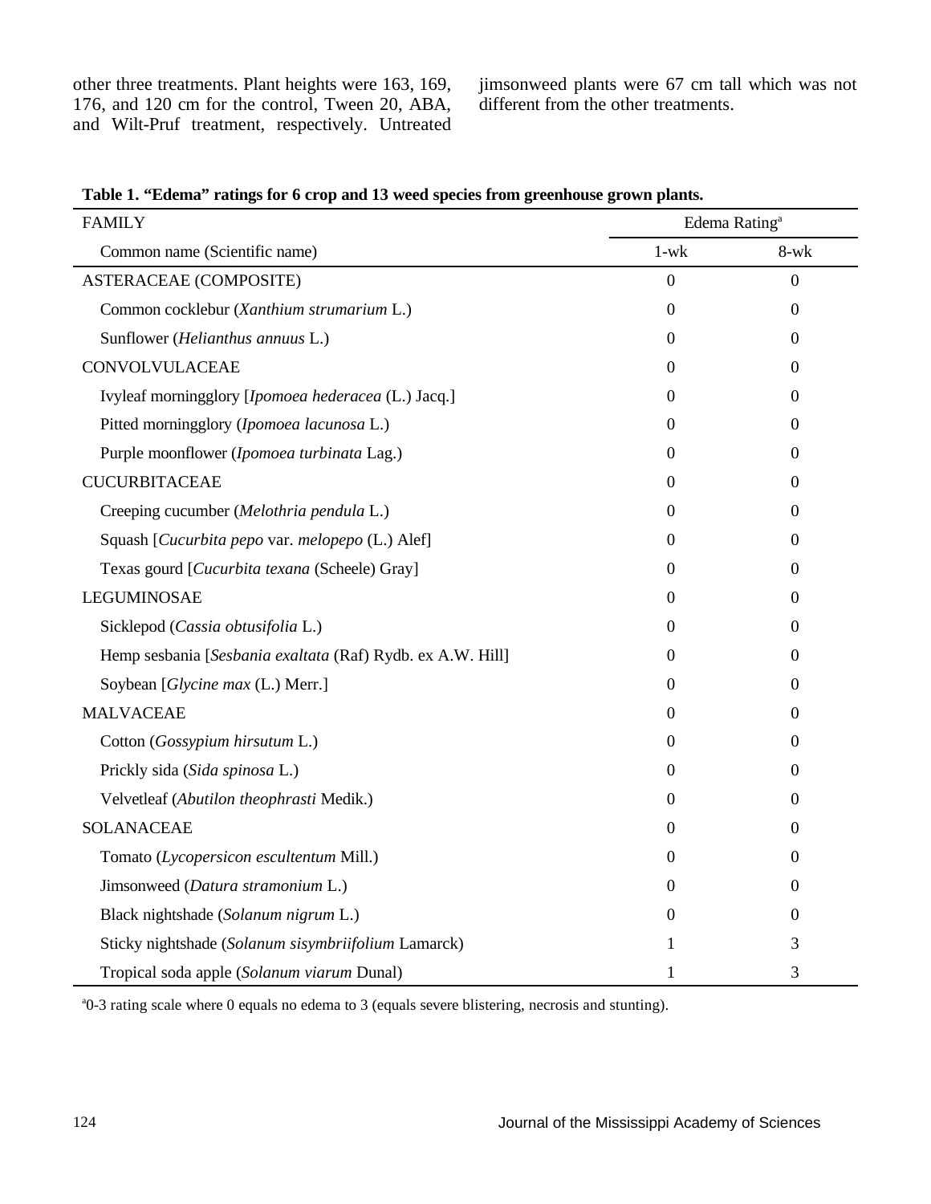other three treatments. Plant heights were 163, 169, 176, and 120 cm for the control, Tween 20, ABA, and Wilt-Pruf treatment, respectively. Untreated jimsonweed plants were 67 cm tall which was not different from the other treatments.

**Table 1. "Edema" ratings for 6 crop and 13 weed species from greenhouse grown plants.**

| FAMILY | Edema Rating[a] | |
|---|---|---|
| Common name (Scientific name) | 1-wk | 8-wk |
| ASTERACEAE (COMPOSITE) | 0 | 0 |
| Common cocklebur (*Xanthium strumarium* L.) | 0 | 0 |
| Sunflower (*Helianthus annuus* L.) | 0 | 0 |
| CONVOLVULACEAE | 0 | 0 |
| Ivyleaf morningglory [*Ipomoea hederacea* (L.) Jacq.] | 0 | 0 |
| Pitted morningglory (*Ipomoea lacunosa* L.) | 0 | 0 |
| Purple moonflower (*Ipomoea turbinata* Lag.) | 0 | 0 |
| CUCURBITACEAE | 0 | 0 |
| Creeping cucumber (*Melothria pendula* L.) | 0 | 0 |
| Squash [*Cucurbita pepo* var. *melopepo* (L.) Alef] | 0 | 0 |
| Texas gourd [*Cucurbita texana* (Scheele) Gray] | 0 | 0 |
| LEGUMINOSAE | 0 | 0 |
| Sicklepod (*Cassia obtusifolia* L.) | 0 | 0 |
| Hemp sesbania [*Sesbania exaltata* (Raf) Rydb. ex A.W. Hill] | 0 | 0 |
| Soybean [*Glycine max* (L.) Merr.] | 0 | 0 |
| MALVACEAE | 0 | 0 |
| Cotton (*Gossypium hirsutum* L.) | 0 | 0 |
| Prickly sida (*Sida spinosa* L.) | 0 | 0 |
| Velvetleaf (*Abutilon theophrasti* Medik.) | 0 | 0 |
| SOLANACEAE | 0 | 0 |
| Tomato (*Lycopersicon escultentum* Mill.) | 0 | 0 |
| Jimsonweed (*Datura stramonium* L.) | 0 | 0 |
| Black nightshade (*Solanum nigrum* L.) | 0 | 0 |
| Sticky nightshade (*Solanum sisymbriifolium* Lamarck) | 1 | 3 |
| Tropical soda apple (*Solanum viarum* Dunal) | 1 | 3 |

[a]0-3 rating scale where 0 equals no edema to 3 (equals severe blistering, necrosis and stunting).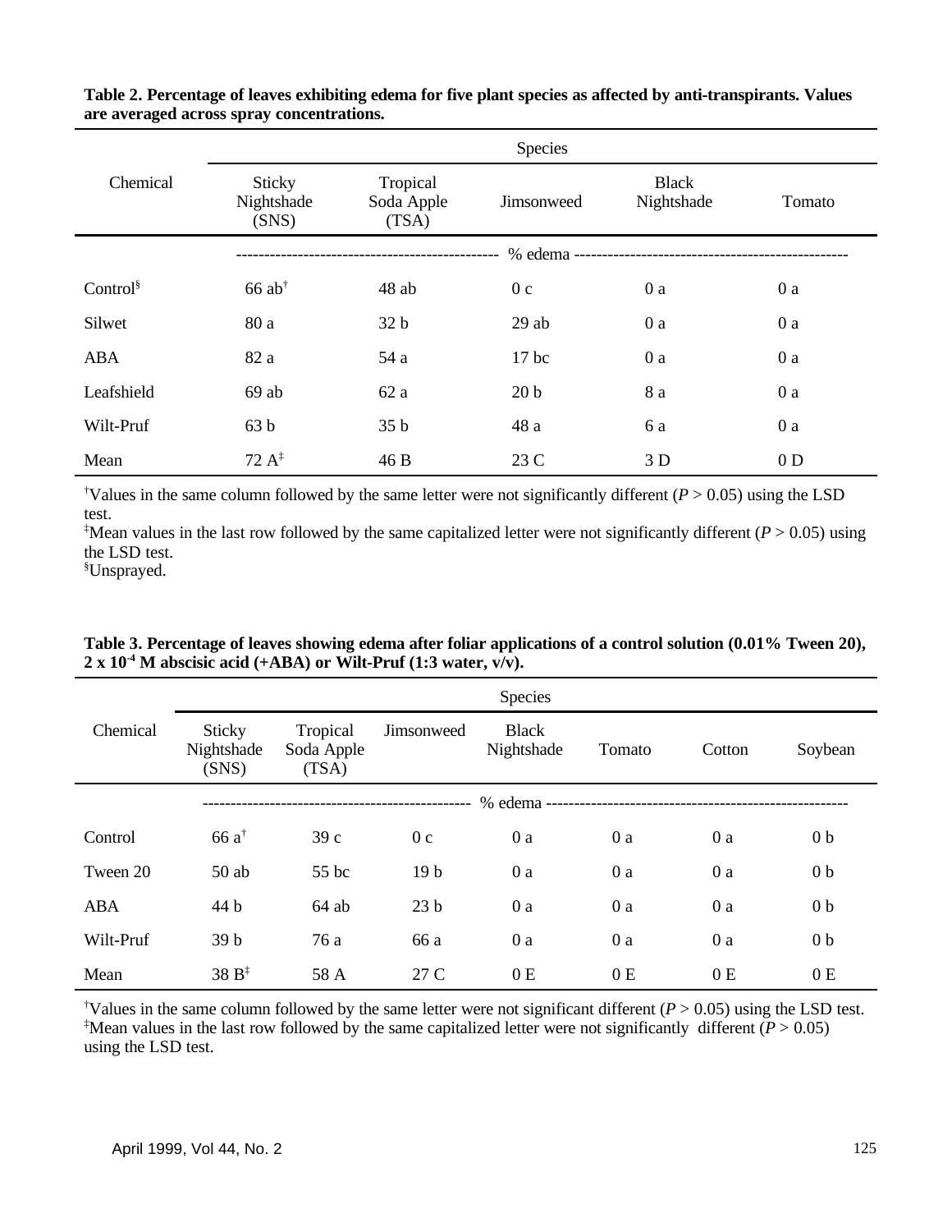**Table 2. Percentage of leaves exhibiting edema for five plant species as affected by anti-transpirants. Values are averaged across spray concentrations.**

| Chemical | Species | | | | |
|---|---|---|---|---|---|
| | Sticky Nightshade (SNS) | Tropical Soda Apple (TSA) | Jimsonweed | Black Nightshade | Tomato |
| | % edema | | | | |
| Control[§] | 66 ab[†] | 48 ab | 0 c | 0 a | 0 a |
| Silwet | 80 a | 32 b | 29 ab | 0 a | 0 a |
| ABA | 82 a | 54 a | 17 bc | 0 a | 0 a |
| Leafshield | 69 ab | 62 a | 20 b | 8 a | 0 a |
| Wilt-Pruf | 63 b | 35 b | 48 a | 6 a | 0 a |
| Mean | 72 A[‡] | 46 B | 23 C | 3 D | 0 D |

[†]Values in the same column followed by the same letter were not significantly different ($P > 0.05$) using the LSD test.
[‡]Mean values in the last row followed by the same capitalized letter were not significantly different ($P > 0.05$) using the LSD test.
[§]Unsprayed.

**Table 3. Percentage of leaves showing edema after foliar applications of a control solution (0.01% Tween 20), $2 \times 10^{-4}$ M abscisic acid (+ABA) or Wilt-Pruf (1:3 water, v/v).**

| Chemical | Species | | | | | | |
|---|---|---|---|---|---|---|---|
| | Sticky Nightshade (SNS) | Tropical Soda Apple (TSA) | Jimsonweed | Black Nightshade | Tomato | Cotton | Soybean |
| | % edema | | | | | | |
| Control | 66 a[†] | 39 c | 0 c | 0 a | 0 a | 0 a | 0 b |
| Tween 20 | 50 ab | 55 bc | 19 b | 0 a | 0 a | 0 a | 0 b |
| ABA | 44 b | 64 ab | 23 b | 0 a | 0 a | 0 a | 0 b |
| Wilt-Pruf | 39 b | 76 a | 66 a | 0 a | 0 a | 0 a | 0 b |
| Mean | 38 B[‡] | 58 A | 27 C | 0 E | 0 E | 0 E | 0 E |

[†]Values in the same column followed by the same letter were not significant different ($P > 0.05$) using the LSD test.
[‡]Mean values in the last row followed by the same capitalized letter were not significantly different ($P > 0.05$) using the LSD test.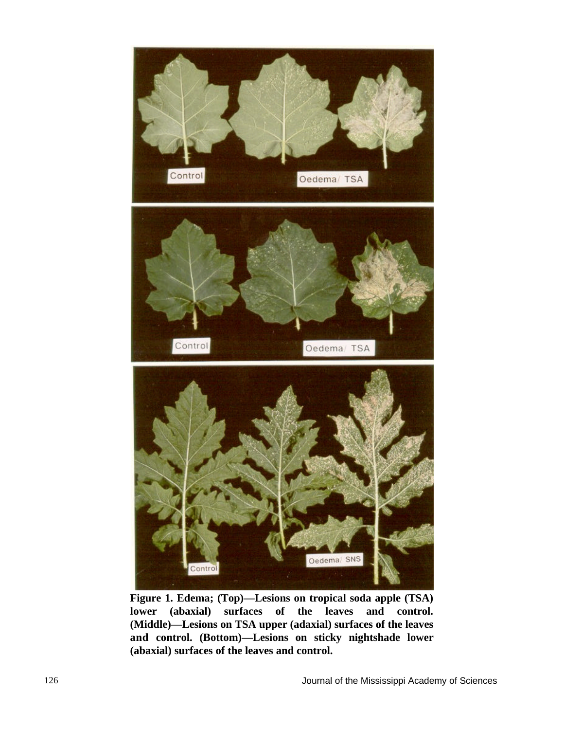**Figure 1. Edema; (Top)—Lesions on tropical soda apple (TSA) lower (abaxial) surfaces of the leaves and control. (Middle)—Lesions on TSA upper (adaxial) surfaces of the leaves and control. (Bottom)—Lesions on sticky nightshade lower (abaxial) surfaces of the leaves and control.**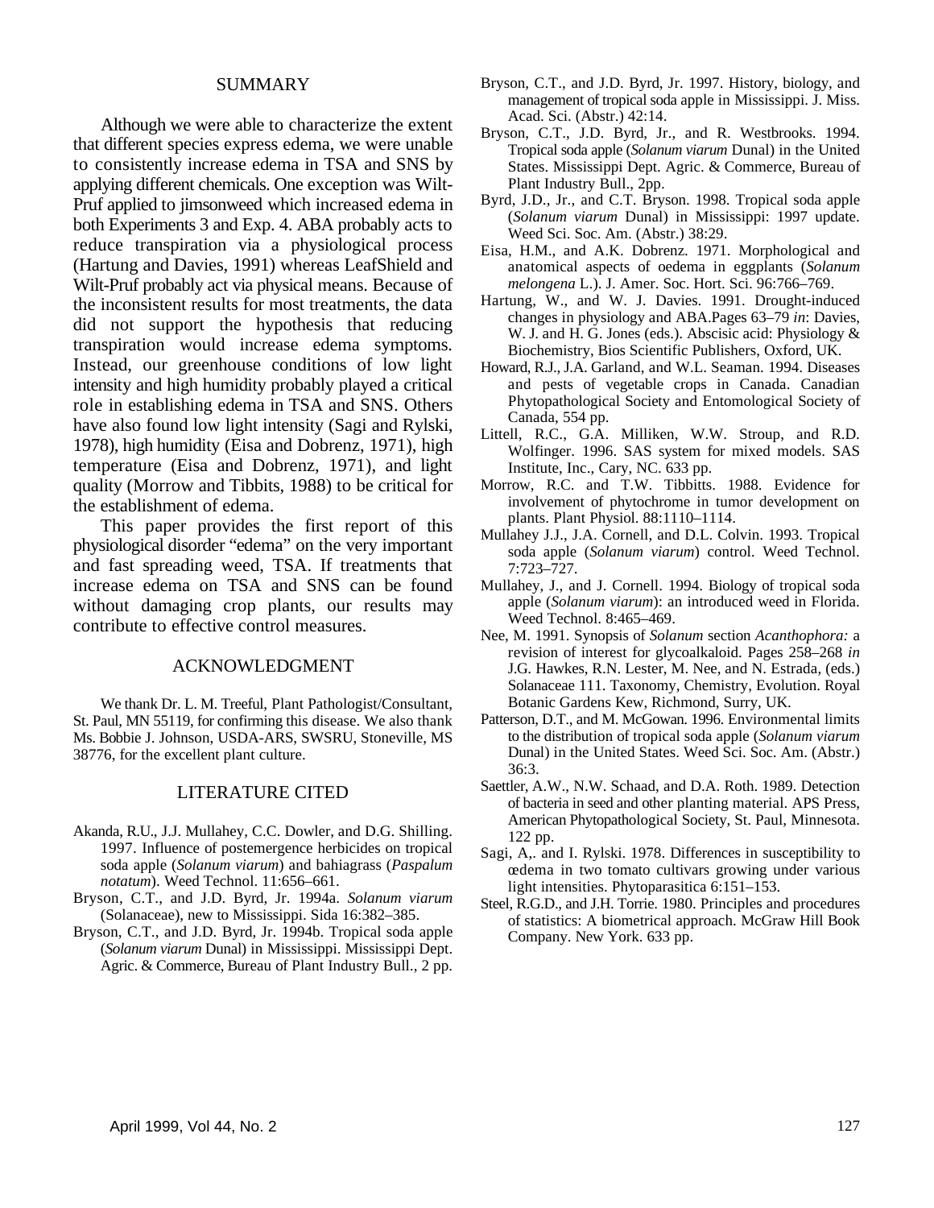## SUMMARY

Although we were able to characterize the extent that different species express edema, we were unable to consistently increase edema in TSA and SNS by applying different chemicals. One exception was Wilt-Pruf applied to jimsonweed which increased edema in both Experiments 3 and Exp. 4. ABA probably acts to reduce transpiration via a physiological process (Hartung and Davies, 1991) whereas LeafShield and Wilt-Pruf probably act via physical means. Because of the inconsistent results for most treatments, the data did not support the hypothesis that reducing transpiration would increase edema symptoms. Instead, our greenhouse conditions of low light intensity and high humidity probably played a critical role in establishing edema in TSA and SNS. Others have also found low light intensity (Sagi and Rylski, 1978), high humidity (Eisa and Dobrenz, 1971), high temperature (Eisa and Dobrenz, 1971), and light quality (Morrow and Tibbits, 1988) to be critical for the establishment of edema.

This paper provides the first report of this physiological disorder "edema" on the very important and fast spreading weed, TSA. If treatments that increase edema on TSA and SNS can be found without damaging crop plants, our results may contribute to effective control measures.

## ACKNOWLEDGMENT

We thank Dr. L. M. Treeful, Plant Pathologist/Consultant, St. Paul, MN 55119, for confirming this disease. We also thank Ms. Bobbie J. Johnson, USDA-ARS, SWSRU, Stoneville, MS 38776, for the excellent plant culture.

## LITERATURE CITED

Akanda, R.U., J.J. Mullahey, C.C. Dowler, and D.G. Shilling. 1997. Influence of postemergence herbicides on tropical soda apple (*Solanum viarum*) and bahiagrass (*Paspalum notatum*). Weed Technol. 11:656–661.

Bryson, C.T., and J.D. Byrd, Jr. 1994a. *Solanum viarum* (Solanaceae), new to Mississippi. Sida 16:382–385.

Bryson, C.T., and J.D. Byrd, Jr. 1994b. Tropical soda apple (*Solanum viarum* Dunal) in Mississippi. Mississippi Dept. Agric. & Commerce, Bureau of Plant Industry Bull., 2 pp.

Bryson, C.T., and J.D. Byrd, Jr. 1997. History, biology, and management of tropical soda apple in Mississippi. J. Miss. Acad. Sci. (Abstr.) 42:14.

Bryson, C.T., J.D. Byrd, Jr., and R. Westbrooks. 1994. Tropical soda apple (*Solanum viarum* Dunal) in the United States. Mississippi Dept. Agric. & Commerce, Bureau of Plant Industry Bull., 2pp.

Byrd, J.D., Jr., and C.T. Bryson. 1998. Tropical soda apple (*Solanum viarum* Dunal) in Mississippi: 1997 update. Weed Sci. Soc. Am. (Abstr.) 38:29.

Eisa, H.M., and A.K. Dobrenz. 1971. Morphological and anatomical aspects of oedema in eggplants (*Solanum melongena* L.). J. Amer. Soc. Hort. Sci. 96:766–769.

Hartung, W., and W. J. Davies. 1991. Drought-induced changes in physiology and ABA.Pages 63–79 *in*: Davies, W. J. and H. G. Jones (eds.). Abscisic acid: Physiology & Biochemistry, Bios Scientific Publishers, Oxford, UK.

Howard, R.J., J.A. Garland, and W.L. Seaman. 1994. Diseases and pests of vegetable crops in Canada. Canadian Phytopathological Society and Entomological Society of Canada, 554 pp.

Littell, R.C., G.A. Milliken, W.W. Stroup, and R.D. Wolfinger. 1996. SAS system for mixed models. SAS Institute, Inc., Cary, NC. 633 pp.

Morrow, R.C. and T.W. Tibbitts. 1988. Evidence for involvement of phytochrome in tumor development on plants. Plant Physiol. 88:1110–1114.

Mullahey J.J., J.A. Cornell, and D.L. Colvin. 1993. Tropical soda apple (*Solanum viarum*) control. Weed Technol. 7:723–727.

Mullahey, J., and J. Cornell. 1994. Biology of tropical soda apple (*Solanum viarum*): an introduced weed in Florida. Weed Technol. 8:465–469.

Nee, M. 1991. Synopsis of *Solanum* section *Acanthophora:* a revision of interest for glycoalkaloid. Pages 258–268 *in* J.G. Hawkes, R.N. Lester, M. Nee, and N. Estrada, (eds.) Solanaceae 111. Taxonomy, Chemistry, Evolution. Royal Botanic Gardens Kew, Richmond, Surry, UK.

Patterson, D.T., and M. McGowan. 1996. Environmental limits to the distribution of tropical soda apple (*Solanum viarum* Dunal) in the United States. Weed Sci. Soc. Am. (Abstr.) 36:3.

Saettler, A.W., N.W. Schaad, and D.A. Roth. 1989. Detection of bacteria in seed and other planting material. APS Press, American Phytopathological Society, St. Paul, Minnesota. 122 pp.

Sagi, A,. and I. Rylski. 1978. Differences in susceptibility to œdema in two tomato cultivars growing under various light intensities. Phytoparasitica 6:151–153.

Steel, R.G.D., and J.H. Torrie. 1980. Principles and procedures of statistics: A biometrical approach. McGraw Hill Book Company. New York. 633 pp.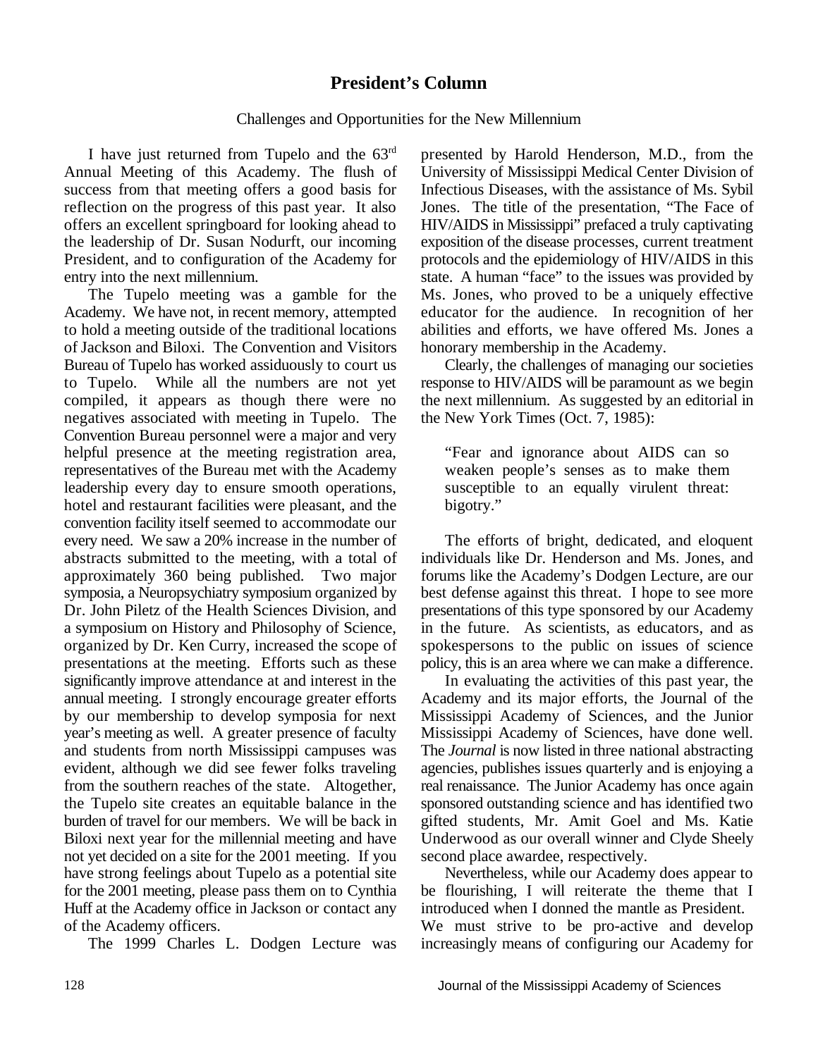# President's Column

Challenges and Opportunities for the New Millennium

I have just returned from Tupelo and the 63rd Annual Meeting of this Academy. The flush of success from that meeting offers a good basis for reflection on the progress of this past year. It also offers an excellent springboard for looking ahead to the leadership of Dr. Susan Nodurft, our incoming President, and to configuration of the Academy for entry into the next millennium.

The Tupelo meeting was a gamble for the Academy. We have not, in recent memory, attempted to hold a meeting outside of the traditional locations of Jackson and Biloxi. The Convention and Visitors Bureau of Tupelo has worked assiduously to court us to Tupelo. While all the numbers are not yet compiled, it appears as though there were no negatives associated with meeting in Tupelo. The Convention Bureau personnel were a major and very helpful presence at the meeting registration area, representatives of the Bureau met with the Academy leadership every day to ensure smooth operations, hotel and restaurant facilities were pleasant, and the convention facility itself seemed to accommodate our every need. We saw a 20% increase in the number of abstracts submitted to the meeting, with a total of approximately 360 being published. Two major symposia, a Neuropsychiatry symposium organized by Dr. John Piletz of the Health Sciences Division, and a symposium on History and Philosophy of Science, organized by Dr. Ken Curry, increased the scope of presentations at the meeting. Efforts such as these significantly improve attendance at and interest in the annual meeting. I strongly encourage greater efforts by our membership to develop symposia for next year's meeting as well. A greater presence of faculty and students from north Mississippi campuses was evident, although we did see fewer folks traveling from the southern reaches of the state. Altogether, the Tupelo site creates an equitable balance in the burden of travel for our members. We will be back in Biloxi next year for the millennial meeting and have not yet decided on a site for the 2001 meeting. If you have strong feelings about Tupelo as a potential site for the 2001 meeting, please pass them on to Cynthia Huff at the Academy office in Jackson or contact any of the Academy officers.

The 1999 Charles L. Dodgen Lecture was presented by Harold Henderson, M.D., from the University of Mississippi Medical Center Division of Infectious Diseases, with the assistance of Ms. Sybil Jones. The title of the presentation, "The Face of HIV/AIDS in Mississippi" prefaced a truly captivating exposition of the disease processes, current treatment protocols and the epidemiology of HIV/AIDS in this state. A human "face" to the issues was provided by Ms. Jones, who proved to be a uniquely effective educator for the audience. In recognition of her abilities and efforts, we have offered Ms. Jones a honorary membership in the Academy.

Clearly, the challenges of managing our societies response to HIV/AIDS will be paramount as we begin the next millennium. As suggested by an editorial in the New York Times (Oct. 7, 1985):

> "Fear and ignorance about AIDS can so weaken people's senses as to make them susceptible to an equally virulent threat: bigotry."

The efforts of bright, dedicated, and eloquent individuals like Dr. Henderson and Ms. Jones, and forums like the Academy's Dodgen Lecture, are our best defense against this threat. I hope to see more presentations of this type sponsored by our Academy in the future. As scientists, as educators, and as spokespersons to the public on issues of science policy, this is an area where we can make a difference.

In evaluating the activities of this past year, the Academy and its major efforts, the Journal of the Mississippi Academy of Sciences, and the Junior Mississippi Academy of Sciences, have done well. The *Journal* is now listed in three national abstracting agencies, publishes issues quarterly and is enjoying a real renaissance. The Junior Academy has once again sponsored outstanding science and has identified two gifted students, Mr. Amit Goel and Ms. Katie Underwood as our overall winner and Clyde Sheely second place awardee, respectively.

Nevertheless, while our Academy does appear to be flourishing, I will reiterate the theme that I introduced when I donned the mantle as President. We must strive to be pro-active and develop increasingly means of configuring our Academy for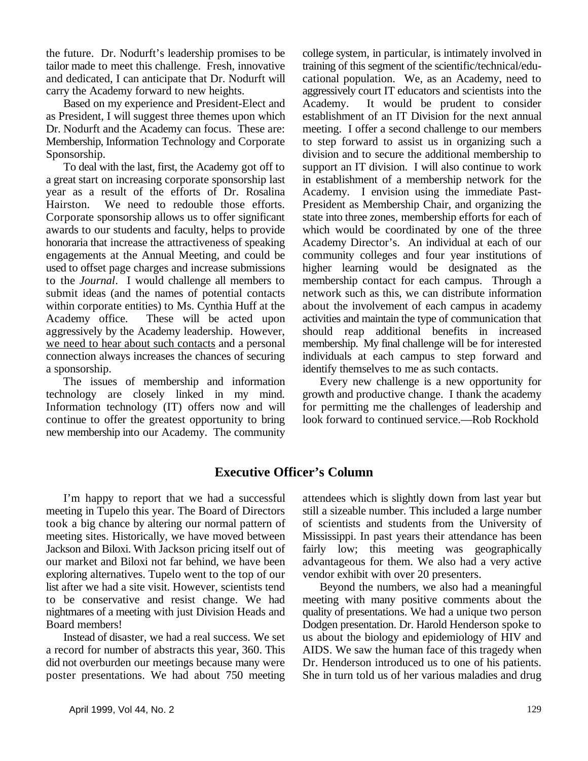the future. Dr. Nodurft's leadership promises to be tailor made to meet this challenge. Fresh, innovative and dedicated, I can anticipate that Dr. Nodurft will carry the Academy forward to new heights.

Based on my experience and President-Elect and as President, I will suggest three themes upon which Dr. Nodurft and the Academy can focus. These are: Membership, Information Technology and Corporate Sponsorship.

To deal with the last, first, the Academy got off to a great start on increasing corporate sponsorship last year as a result of the efforts of Dr. Rosalina Hairston. We need to redouble those efforts. Corporate sponsorship allows us to offer significant awards to our students and faculty, helps to provide honoraria that increase the attractiveness of speaking engagements at the Annual Meeting, and could be used to offset page charges and increase submissions to the *Journal*. I would challenge all members to submit ideas (and the names of potential contacts within corporate entities) to Ms. Cynthia Huff at the Academy office. These will be acted upon aggressively by the Academy leadership. However, <u>we need to hear about such contacts</u> and a personal connection always increases the chances of securing a sponsorship.

The issues of membership and information technology are closely linked in my mind. Information technology (IT) offers now and will continue to offer the greatest opportunity to bring new membership into our Academy. The community college system, in particular, is intimately involved in training of this segment of the scientific/technical/educational population. We, as an Academy, need to aggressively court IT educators and scientists into the Academy. It would be prudent to consider establishment of an IT Division for the next annual meeting. I offer a second challenge to our members to step forward to assist us in organizing such a division and to secure the additional membership to support an IT division. I will also continue to work in establishment of a membership network for the Academy. I envision using the immediate Past-President as Membership Chair, and organizing the state into three zones, membership efforts for each of which would be coordinated by one of the three Academy Director's. An individual at each of our community colleges and four year institutions of higher learning would be designated as the membership contact for each campus. Through a network such as this, we can distribute information about the involvement of each campus in academy activities and maintain the type of communication that should reap additional benefits in increased membership. My final challenge will be for interested individuals at each campus to step forward and identify themselves to me as such contacts.

Every new challenge is a new opportunity for growth and productive change. I thank the academy for permitting me the challenges of leadership and look forward to continued service.—Rob Rockhold

## Executive Officer's Column

I'm happy to report that we had a successful meeting in Tupelo this year. The Board of Directors took a big chance by altering our normal pattern of meeting sites. Historically, we have moved between Jackson and Biloxi. With Jackson pricing itself out of our market and Biloxi not far behind, we have been exploring alternatives. Tupelo went to the top of our list after we had a site visit. However, scientists tend to be conservative and resist change. We had nightmares of a meeting with just Division Heads and Board members!

Instead of disaster, we had a real success. We set a record for number of abstracts this year, 360. This did not overburden our meetings because many were poster presentations. We had about 750 meeting attendees which is slightly down from last year but still a sizeable number. This included a large number of scientists and students from the University of Mississippi. In past years their attendance has been fairly low; this meeting was geographically advantageous for them. We also had a very active vendor exhibit with over 20 presenters.

Beyond the numbers, we also had a meaningful meeting with many positive comments about the quality of presentations. We had a unique two person Dodgen presentation. Dr. Harold Henderson spoke to us about the biology and epidemiology of HIV and AIDS. We saw the human face of this tragedy when Dr. Henderson introduced us to one of his patients. She in turn told us of her various maladies and drug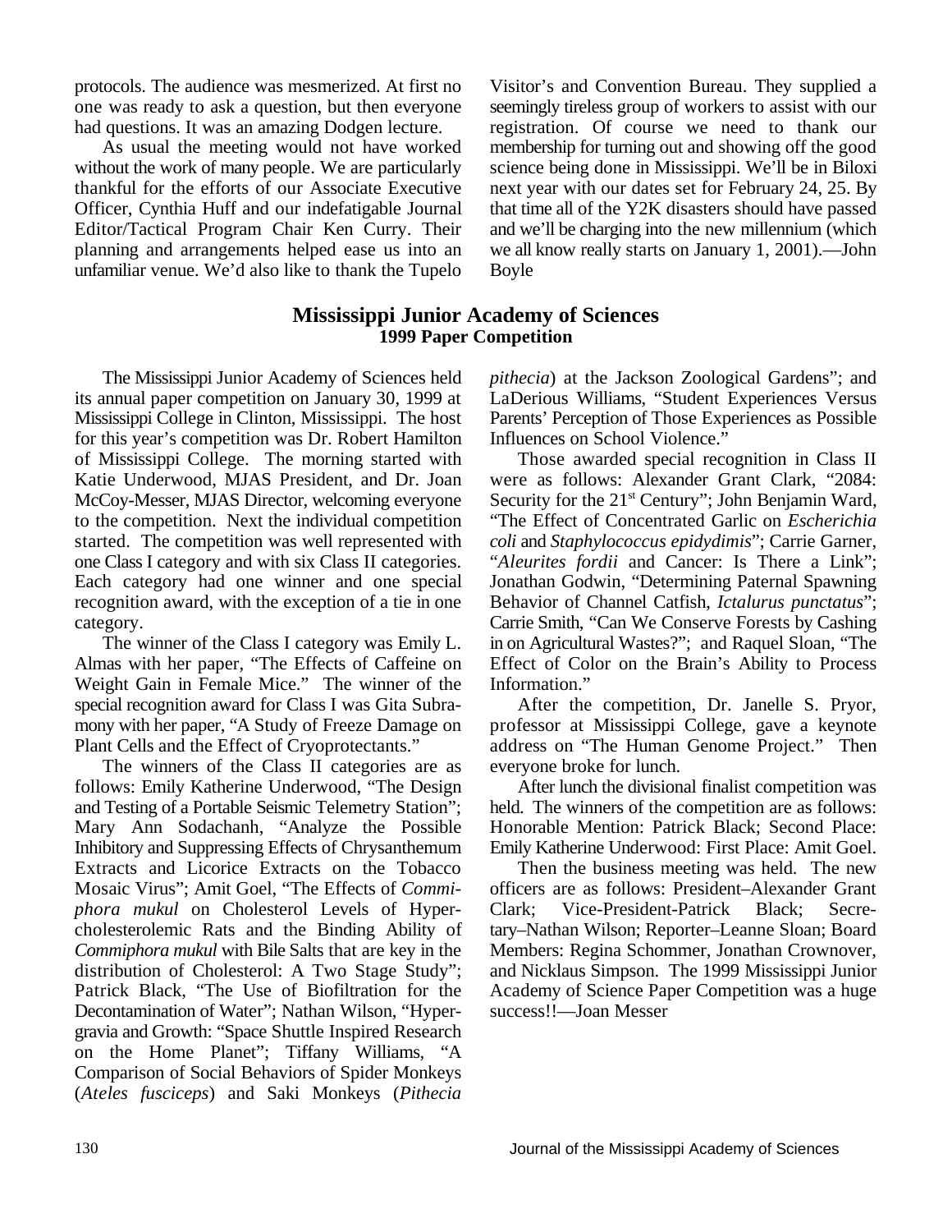protocols. The audience was mesmerized. At first no one was ready to ask a question, but then everyone had questions. It was an amazing Dodgen lecture.

As usual the meeting would not have worked without the work of many people. We are particularly thankful for the efforts of our Associate Executive Officer, Cynthia Huff and our indefatigable Journal Editor/Tactical Program Chair Ken Curry. Their planning and arrangements helped ease us into an unfamiliar venue. We'd also like to thank the Tupelo Visitor's and Convention Bureau. They supplied a seemingly tireless group of workers to assist with our registration. Of course we need to thank our membership for turning out and showing off the good science being done in Mississippi. We'll be in Biloxi next year with our dates set for February 24, 25. By that time all of the Y2K disasters should have passed and we'll be charging into the new millennium (which we all know really starts on January 1, 2001).—John Boyle

## Mississippi Junior Academy of Sciences
### 1999 Paper Competition

The Mississippi Junior Academy of Sciences held its annual paper competition on January 30, 1999 at Mississippi College in Clinton, Mississippi. The host for this year's competition was Dr. Robert Hamilton of Mississippi College. The morning started with Katie Underwood, MJAS President, and Dr. Joan McCoy-Messer, MJAS Director, welcoming everyone to the competition. Next the individual competition started. The competition was well represented with one Class I category and with six Class II categories. Each category had one winner and one special recognition award, with the exception of a tie in one category.

The winner of the Class I category was Emily L. Almas with her paper, "The Effects of Caffeine on Weight Gain in Female Mice." The winner of the special recognition award for Class I was Gita Subramony with her paper, "A Study of Freeze Damage on Plant Cells and the Effect of Cryoprotectants."

The winners of the Class II categories are as follows: Emily Katherine Underwood, "The Design and Testing of a Portable Seismic Telemetry Station"; Mary Ann Sodachanh, "Analyze the Possible Inhibitory and Suppressing Effects of Chrysanthemum Extracts and Licorice Extracts on the Tobacco Mosaic Virus"; Amit Goel, "The Effects of *Commiphora mukul* on Cholesterol Levels of Hypercholesterolemic Rats and the Binding Ability of *Commiphora mukul* with Bile Salts that are key in the distribution of Cholesterol: A Two Stage Study"; Patrick Black, "The Use of Biofiltration for the Decontamination of Water"; Nathan Wilson, "Hypergravia and Growth: "Space Shuttle Inspired Research on the Home Planet"; Tiffany Williams, "A Comparison of Social Behaviors of Spider Monkeys (*Ateles fusciceps*) and Saki Monkeys (*Pithecia pithecia*) at the Jackson Zoological Gardens"; and LaDerious Williams, "Student Experiences Versus Parents' Perception of Those Experiences as Possible Influences on School Violence."

Those awarded special recognition in Class II were as follows: Alexander Grant Clark, "2084: Security for the 21st Century"; John Benjamin Ward, "The Effect of Concentrated Garlic on *Escherichia coli* and *Staphylococcus epidydimis*"; Carrie Garner, "*Aleurites fordii* and Cancer: Is There a Link"; Jonathan Godwin, "Determining Paternal Spawning Behavior of Channel Catfish, *Ictalurus punctatus*"; Carrie Smith, "Can We Conserve Forests by Cashing in on Agricultural Wastes?"; and Raquel Sloan, "The Effect of Color on the Brain's Ability to Process Information."

After the competition, Dr. Janelle S. Pryor, professor at Mississippi College, gave a keynote address on "The Human Genome Project." Then everyone broke for lunch.

After lunch the divisional finalist competition was held. The winners of the competition are as follows: Honorable Mention: Patrick Black; Second Place: Emily Katherine Underwood: First Place: Amit Goel.

Then the business meeting was held. The new officers are as follows: President–Alexander Grant Clark; Vice-President-Patrick Black; Secretary–Nathan Wilson; Reporter–Leanne Sloan; Board Members: Regina Schommer, Jonathan Crownover, and Nicklaus Simpson. The 1999 Mississippi Junior Academy of Science Paper Competition was a huge success!!—Joan Messer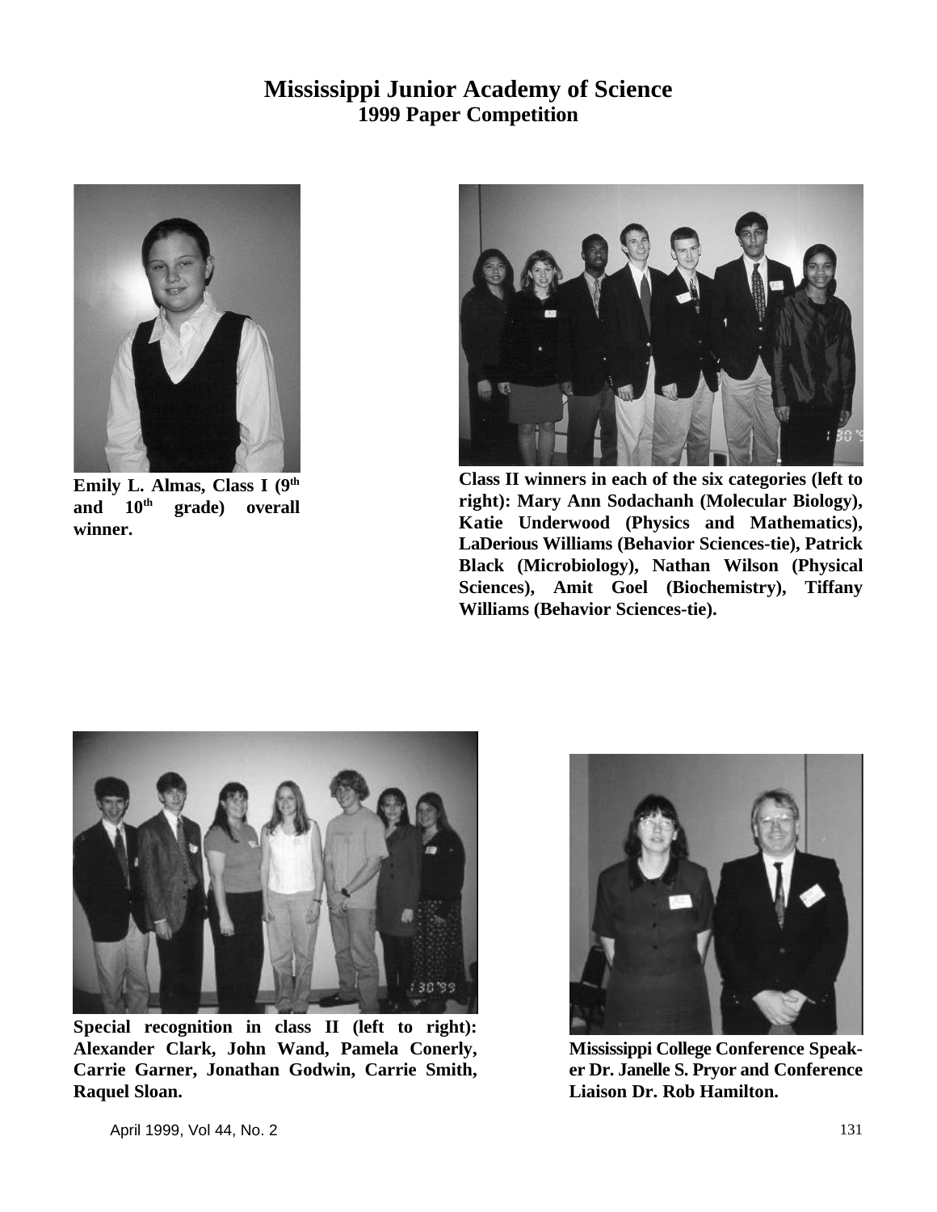# Mississippi Junior Academy of Science
## 1999 Paper Competition

**Emily L. Almas, Class I (9th and 10th grade) overall winner.**

**Class II winners in each of the six categories (left to right): Mary Ann Sodachanh (Molecular Biology), Katie Underwood (Physics and Mathematics), LaDerious Williams (Behavior Sciences-tie), Patrick Black (Microbiology), Nathan Wilson (Physical Sciences), Amit Goel (Biochemistry), Tiffany Williams (Behavior Sciences-tie).**

**Special recognition in class II (left to right): Alexander Clark, John Wand, Pamela Conerly, Carrie Garner, Jonathan Godwin, Carrie Smith, Raquel Sloan.**

**Mississippi College Conference Speaker Dr. Janelle S. Pryor and Conference Liaison Dr. Rob Hamilton.**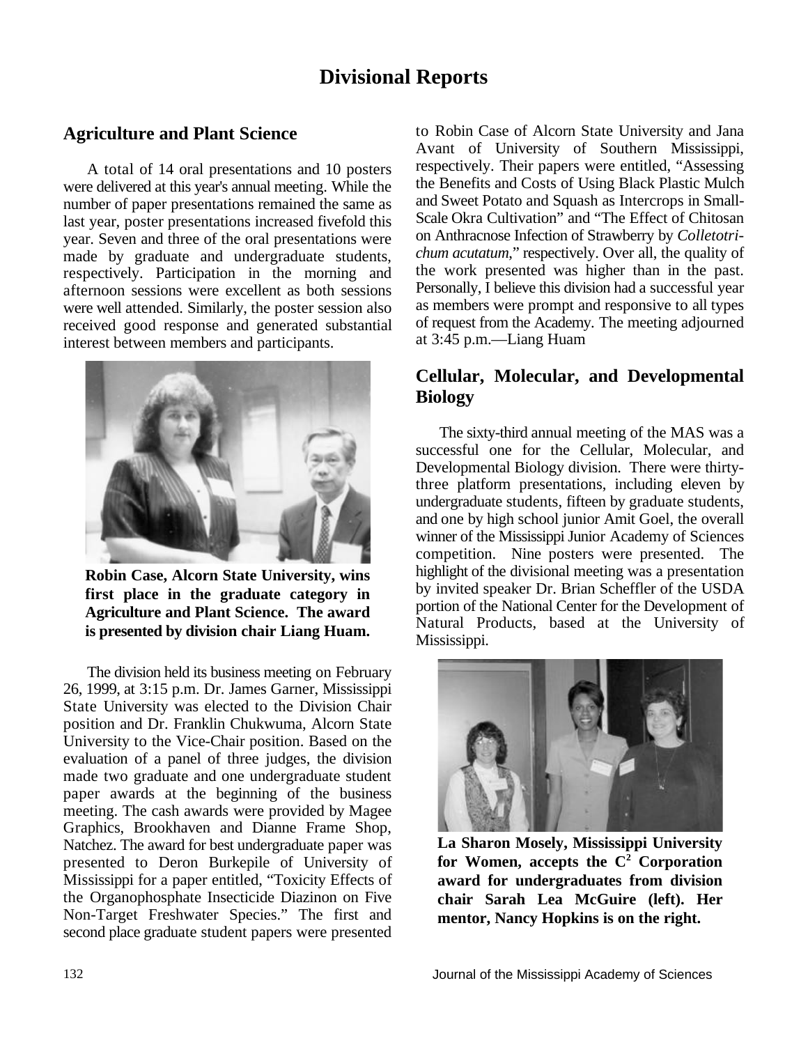# Divisional Reports

## Agriculture and Plant Science

A total of 14 oral presentations and 10 posters were delivered at this year's annual meeting. While the number of paper presentations remained the same as last year, poster presentations increased fivefold this year. Seven and three of the oral presentations were made by graduate and undergraduate students, respectively. Participation in the morning and afternoon sessions were excellent as both sessions were well attended. Similarly, the poster session also received good response and generated substantial interest between members and participants.

**Robin Case, Alcorn State University, wins first place in the graduate category in Agriculture and Plant Science. The award is presented by division chair Liang Huam.**

The division held its business meeting on February 26, 1999, at 3:15 p.m. Dr. James Garner, Mississippi State University was elected to the Division Chair position and Dr. Franklin Chukwuma, Alcorn State University to the Vice-Chair position. Based on the evaluation of a panel of three judges, the division made two graduate and one undergraduate student paper awards at the beginning of the business meeting. The cash awards were provided by Magee Graphics, Brookhaven and Dianne Frame Shop, Natchez. The award for best undergraduate paper was presented to Deron Burkepile of University of Mississippi for a paper entitled, "Toxicity Effects of the Organophosphate Insecticide Diazinon on Five Non-Target Freshwater Species." The first and second place graduate student papers were presented to Robin Case of Alcorn State University and Jana Avant of University of Southern Mississippi, respectively. Their papers were entitled, "Assessing the Benefits and Costs of Using Black Plastic Mulch and Sweet Potato and Squash as Intercrops in Small-Scale Okra Cultivation" and "The Effect of Chitosan on Anthracnose Infection of Strawberry by *Colletotrichum acutatum*," respectively. Over all, the quality of the work presented was higher than in the past. Personally, I believe this division had a successful year as members were prompt and responsive to all types of request from the Academy. The meeting adjourned at 3:45 p.m.—Liang Huam

## Cellular, Molecular, and Developmental Biology

The sixty-third annual meeting of the MAS was a successful one for the Cellular, Molecular, and Developmental Biology division. There were thirty-three platform presentations, including eleven by undergraduate students, fifteen by graduate students, and one by high school junior Amit Goel, the overall winner of the Mississippi Junior Academy of Sciences competition. Nine posters were presented. The highlight of the divisional meeting was a presentation by invited speaker Dr. Brian Scheffler of the USDA portion of the National Center for the Development of Natural Products, based at the University of Mississippi.

**La Sharon Mosely, Mississippi University for Women, accepts the $C^2$ Corporation award for undergraduates from division chair Sarah Lea McGuire (left). Her mentor, Nancy Hopkins is on the right.**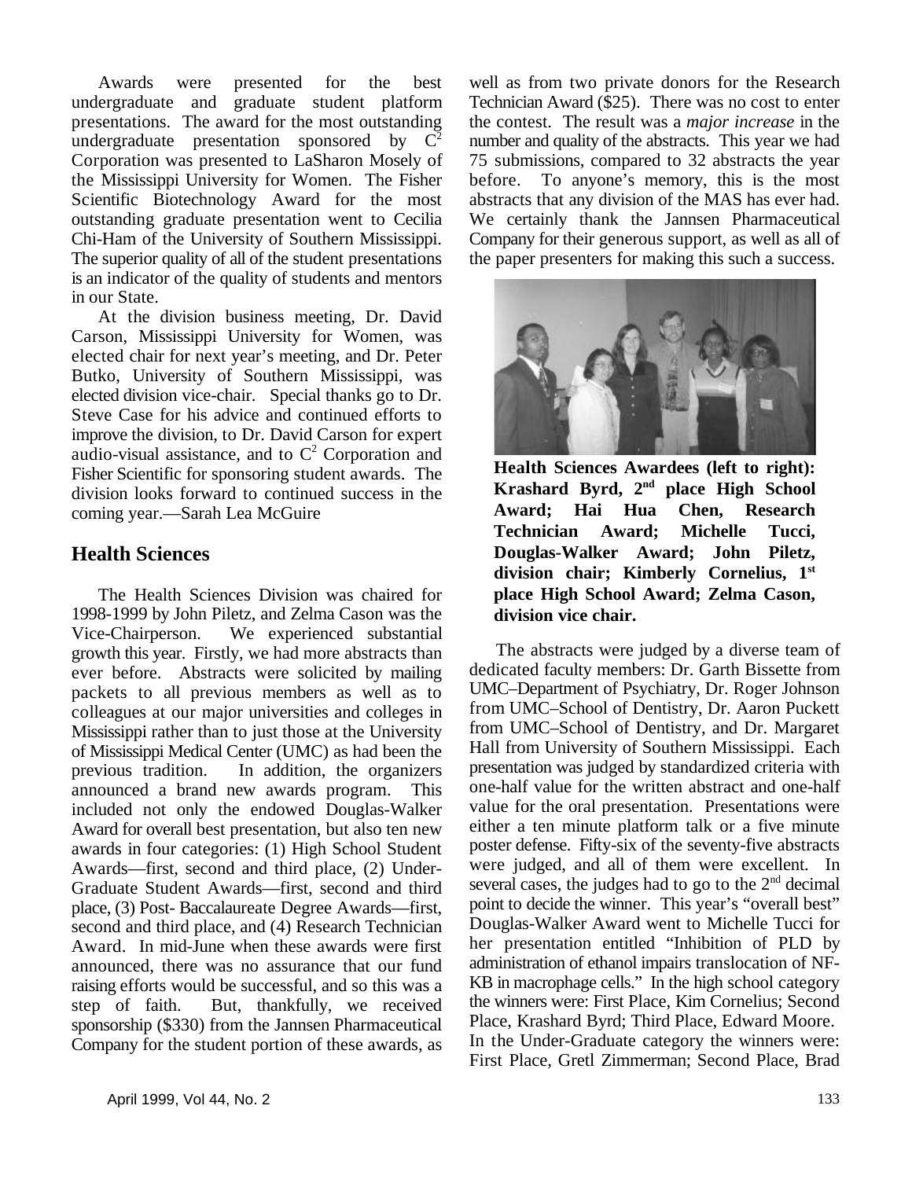Awards were presented for the best undergraduate and graduate student platform presentations. The award for the most outstanding undergraduate presentation sponsored by $C^2$ Corporation was presented to LaSharon Mosely of the Mississippi University for Women. The Fisher Scientific Biotechnology Award for the most outstanding graduate presentation went to Cecilia Chi-Ham of the University of Southern Mississippi. The superior quality of all of the student presentations is an indicator of the quality of students and mentors in our State.

At the division business meeting, Dr. David Carson, Mississippi University for Women, was elected chair for next year's meeting, and Dr. Peter Butko, University of Southern Mississippi, was elected division vice-chair. Special thanks go to Dr. Steve Case for his advice and continued efforts to improve the division, to Dr. David Carson for expert audio-visual assistance, and to $C^2$ Corporation and Fisher Scientific for sponsoring student awards. The division looks forward to continued success in the coming year.—Sarah Lea McGuire

## Health Sciences

The Health Sciences Division was chaired for 1998-1999 by John Piletz, and Zelma Cason was the Vice-Chairperson. We experienced substantial growth this year. Firstly, we had more abstracts than ever before. Abstracts were solicited by mailing packets to all previous members as well as to colleagues at our major universities and colleges in Mississippi rather than to just those at the University of Mississippi Medical Center (UMC) as had been the previous tradition. In addition, the organizers announced a brand new awards program. This included not only the endowed Douglas-Walker Award for overall best presentation, but also ten new awards in four categories: (1) High School Student Awards—first, second and third place, (2) Under-Graduate Student Awards—first, second and third place, (3) Post- Baccalaureate Degree Awards—first, second and third place, and (4) Research Technician Award. In mid-June when these awards were first announced, there was no assurance that our fund raising efforts would be successful, and so this was a step of faith. But, thankfully, we received sponsorship ($330) from the Jannsen Pharmaceutical Company for the student portion of these awards, as well as from two private donors for the Research Technician Award ($25). There was no cost to enter the contest. The result was a *major increase* in the number and quality of the abstracts. This year we had 75 submissions, compared to 32 abstracts the year before. To anyone's memory, this is the most abstracts that any division of the MAS has ever had. We certainly thank the Jannsen Pharmaceutical Company for their generous support, as well as all of the paper presenters for making this such a success.

**Health Sciences Awardees (left to right): Krashard Byrd, 2nd place High School Award; Hai Hua Chen, Research Technician Award; Michelle Tucci, Douglas-Walker Award; John Piletz, division chair; Kimberly Cornelius, 1st place High School Award; Zelma Cason, division vice chair.**

The abstracts were judged by a diverse team of dedicated faculty members: Dr. Garth Bissette from UMC–Department of Psychiatry, Dr. Roger Johnson from UMC–School of Dentistry, Dr. Aaron Puckett from UMC–School of Dentistry, and Dr. Margaret Hall from University of Southern Mississippi. Each presentation was judged by standardized criteria with one-half value for the written abstract and one-half value for the oral presentation. Presentations were either a ten minute platform talk or a five minute poster defense. Fifty-six of the seventy-five abstracts were judged, and all of them were excellent. In several cases, the judges had to go to the 2nd decimal point to decide the winner. This year's "overall best" Douglas-Walker Award went to Michelle Tucci for her presentation entitled "Inhibition of PLD by administration of ethanol impairs translocation of NF-KB in macrophage cells." In the high school category the winners were: First Place, Kim Cornelius; Second Place, Krashard Byrd; Third Place, Edward Moore. In the Under-Graduate category the winners were: First Place, Gretl Zimmerman; Second Place, Brad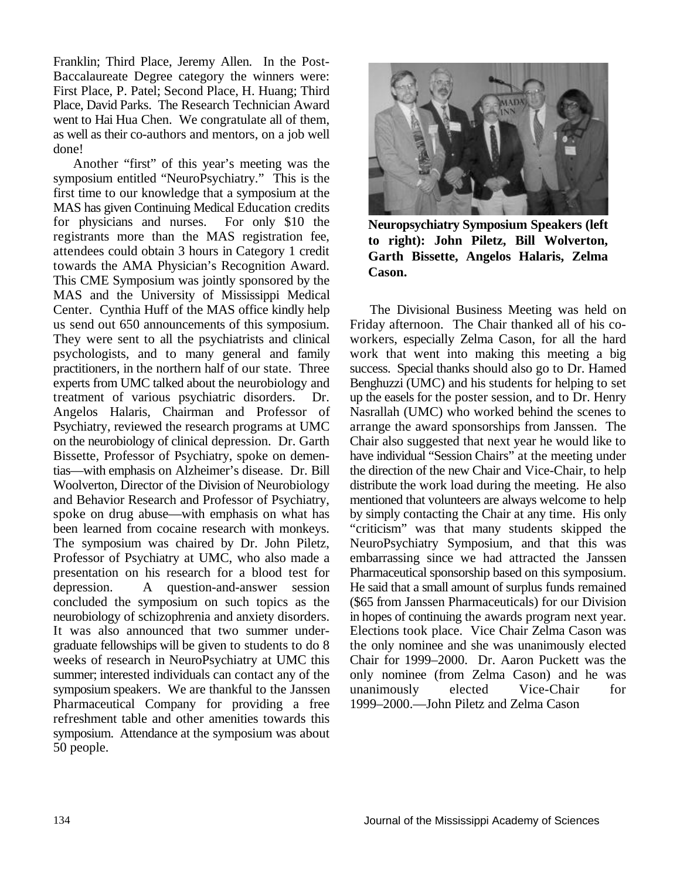Franklin; Third Place, Jeremy Allen. In the Post-Baccalaureate Degree category the winners were: First Place, P. Patel; Second Place, H. Huang; Third Place, David Parks. The Research Technician Award went to Hai Hua Chen. We congratulate all of them, as well as their co-authors and mentors, on a job well done!

Another "first" of this year's meeting was the symposium entitled "NeuroPsychiatry." This is the first time to our knowledge that a symposium at the MAS has given Continuing Medical Education credits for physicians and nurses. For only $10 the registrants more than the MAS registration fee, attendees could obtain 3 hours in Category 1 credit towards the AMA Physician's Recognition Award. This CME Symposium was jointly sponsored by the MAS and the University of Mississippi Medical Center. Cynthia Huff of the MAS office kindly help us send out 650 announcements of this symposium. They were sent to all the psychiatrists and clinical psychologists, and to many general and family practitioners, in the northern half of our state. Three experts from UMC talked about the neurobiology and treatment of various psychiatric disorders. Dr. Angelos Halaris, Chairman and Professor of Psychiatry, reviewed the research programs at UMC on the neurobiology of clinical depression. Dr. Garth Bissette, Professor of Psychiatry, spoke on dementias—with emphasis on Alzheimer's disease. Dr. Bill Woolverton, Director of the Division of Neurobiology and Behavior Research and Professor of Psychiatry, spoke on drug abuse—with emphasis on what has been learned from cocaine research with monkeys. The symposium was chaired by Dr. John Piletz, Professor of Psychiatry at UMC, who also made a presentation on his research for a blood test for depression. A question-and-answer session concluded the symposium on such topics as the neurobiology of schizophrenia and anxiety disorders. It was also announced that two summer undergraduate fellowships will be given to students to do 8 weeks of research in NeuroPsychiatry at UMC this summer; interested individuals can contact any of the symposium speakers. We are thankful to the Janssen Pharmaceutical Company for providing a free refreshment table and other amenities towards this symposium. Attendance at the symposium was about 50 people.

**Neuropsychiatry Symposium Speakers (left to right): John Piletz, Bill Wolverton, Garth Bissette, Angelos Halaris, Zelma Cason.**

The Divisional Business Meeting was held on Friday afternoon. The Chair thanked all of his co-workers, especially Zelma Cason, for all the hard work that went into making this meeting a big success. Special thanks should also go to Dr. Hamed Benghuzzi (UMC) and his students for helping to set up the easels for the poster session, and to Dr. Henry Nasrallah (UMC) who worked behind the scenes to arrange the award sponsorships from Janssen. The Chair also suggested that next year he would like to have individual "Session Chairs" at the meeting under the direction of the new Chair and Vice-Chair, to help distribute the work load during the meeting. He also mentioned that volunteers are always welcome to help by simply contacting the Chair at any time. His only "criticism" was that many students skipped the NeuroPsychiatry Symposium, and that this was embarrassing since we had attracted the Janssen Pharmaceutical sponsorship based on this symposium. He said that a small amount of surplus funds remained ($65 from Janssen Pharmaceuticals) for our Division in hopes of continuing the awards program next year. Elections took place. Vice Chair Zelma Cason was the only nominee and she was unanimously elected Chair for 1999–2000. Dr. Aaron Puckett was the only nominee (from Zelma Cason) and he was unanimously elected Vice-Chair for 1999–2000.—John Piletz and Zelma Cason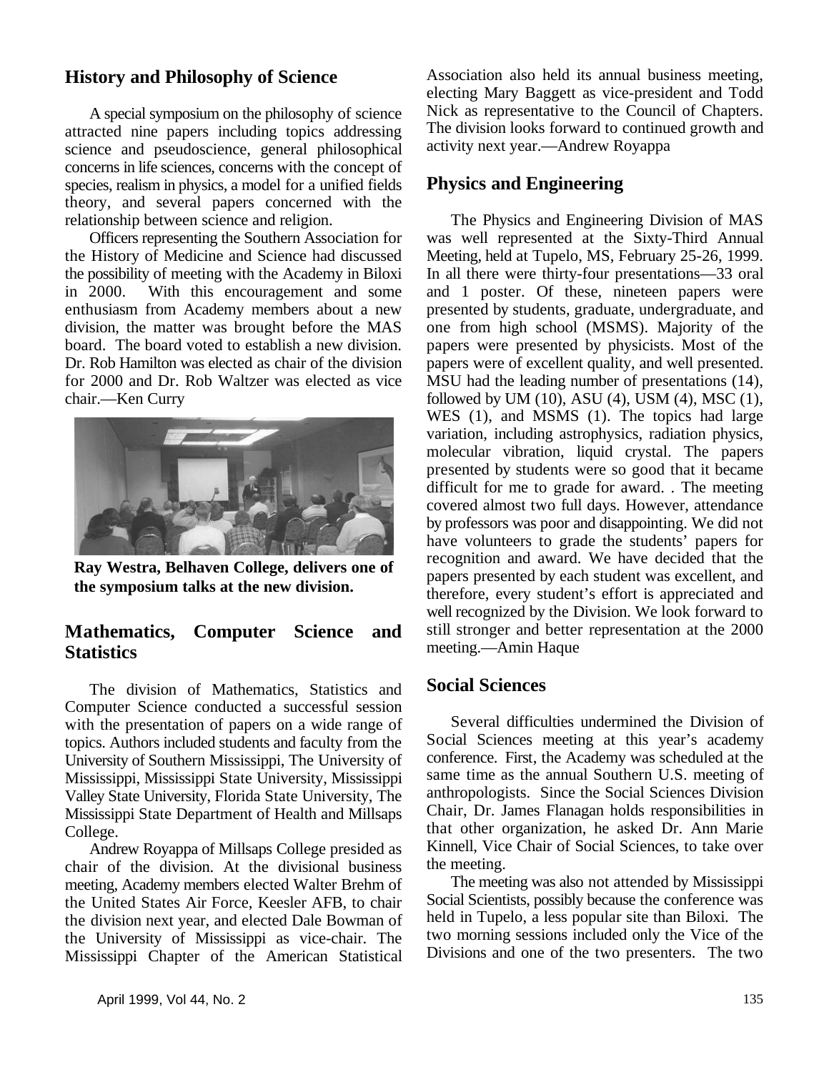## History and Philosophy of Science

A special symposium on the philosophy of science attracted nine papers including topics addressing science and pseudoscience, general philosophical concerns in life sciences, concerns with the concept of species, realism in physics, a model for a unified fields theory, and several papers concerned with the relationship between science and religion.

Officers representing the Southern Association for the History of Medicine and Science had discussed the possibility of meeting with the Academy in Biloxi in 2000. With this encouragement and some enthusiasm from Academy members about a new division, the matter was brought before the MAS board. The board voted to establish a new division. Dr. Rob Hamilton was elected as chair of the division for 2000 and Dr. Rob Waltzer was elected as vice chair.—Ken Curry

**Ray Westra, Belhaven College, delivers one of the symposium talks at the new division.**

## Mathematics, Computer Science and Statistics

The division of Mathematics, Statistics and Computer Science conducted a successful session with the presentation of papers on a wide range of topics. Authors included students and faculty from the University of Southern Mississippi, The University of Mississippi, Mississippi State University, Mississippi Valley State University, Florida State University, The Mississippi State Department of Health and Millsaps College.

Andrew Royappa of Millsaps College presided as chair of the division. At the divisional business meeting, Academy members elected Walter Brehm of the United States Air Force, Keesler AFB, to chair the division next year, and elected Dale Bowman of the University of Mississippi as vice-chair. The Mississippi Chapter of the American Statistical Association also held its annual business meeting, electing Mary Baggett as vice-president and Todd Nick as representative to the Council of Chapters. The division looks forward to continued growth and activity next year.—Andrew Royappa

## Physics and Engineering

The Physics and Engineering Division of MAS was well represented at the Sixty-Third Annual Meeting, held at Tupelo, MS, February 25-26, 1999. In all there were thirty-four presentations—33 oral and 1 poster. Of these, nineteen papers were presented by students, graduate, undergraduate, and one from high school (MSMS). Majority of the papers were presented by physicists. Most of the papers were of excellent quality, and well presented. MSU had the leading number of presentations (14), followed by UM (10), ASU (4), USM (4), MSC (1), WES (1), and MSMS (1). The topics had large variation, including astrophysics, radiation physics, molecular vibration, liquid crystal. The papers presented by students were so good that it became difficult for me to grade for award. . The meeting covered almost two full days. However, attendance by professors was poor and disappointing. We did not have volunteers to grade the students' papers for recognition and award. We have decided that the papers presented by each student was excellent, and therefore, every student's effort is appreciated and well recognized by the Division. We look forward to still stronger and better representation at the 2000 meeting.—Amin Haque

## Social Sciences

Several difficulties undermined the Division of Social Sciences meeting at this year's academy conference. First, the Academy was scheduled at the same time as the annual Southern U.S. meeting of anthropologists. Since the Social Sciences Division Chair, Dr. James Flanagan holds responsibilities in that other organization, he asked Dr. Ann Marie Kinnell, Vice Chair of Social Sciences, to take over the meeting.

The meeting was also not attended by Mississippi Social Scientists, possibly because the conference was held in Tupelo, a less popular site than Biloxi. The two morning sessions included only the Vice of the Divisions and one of the two presenters. The two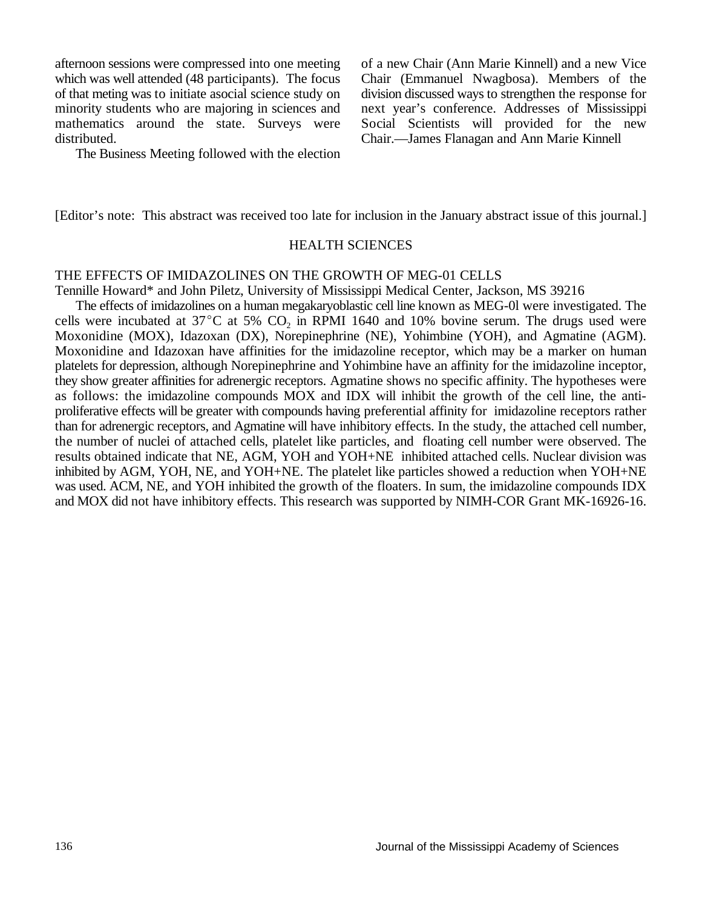afternoon sessions were compressed into one meeting which was well attended (48 participants). The focus of that meting was to initiate asocial science study on minority students who are majoring in sciences and mathematics around the state. Surveys were distributed.

The Business Meeting followed with the election of a new Chair (Ann Marie Kinnell) and a new Vice Chair (Emmanuel Nwagbosa). Members of the division discussed ways to strengthen the response for next year's conference. Addresses of Mississippi Social Scientists will provided for the new Chair.—James Flanagan and Ann Marie Kinnell

[Editor's note: This abstract was received too late for inclusion in the January abstract issue of this journal.]

## HEALTH SCIENCES

### THE EFFECTS OF IMIDAZOLINES ON THE GROWTH OF MEG-01 CELLS

Tennille Howard* and John Piletz, University of Mississippi Medical Center, Jackson, MS 39216

The effects of imidazolines on a human megakaryoblastic cell line known as MEG-0l were investigated. The cells were incubated at 37°C at 5% $CO_2$ in RPMI 1640 and 10% bovine serum. The drugs used were Moxonidine (MOX), Idazoxan (DX), Norepinephrine (NE), Yohimbine (YOH), and Agmatine (AGM). Moxonidine and Idazoxan have affinities for the imidazoline receptor, which may be a marker on human platelets for depression, although Norepinephrine and Yohimbine have an affinity for the imidazoline inceptor, they show greater affinities for adrenergic receptors. Agmatine shows no specific affinity. The hypotheses were as follows: the imidazoline compounds MOX and IDX will inhibit the growth of the cell line, the anti-proliferative effects will be greater with compounds having preferential affinity for imidazoline receptors rather than for adrenergic receptors, and Agmatine will have inhibitory effects. In the study, the attached cell number, the number of nuclei of attached cells, platelet like particles, and floating cell number were observed. The results obtained indicate that NE, AGM, YOH and YOH+NE inhibited attached cells. Nuclear division was inhibited by AGM, YOH, NE, and YOH+NE. The platelet like particles showed a reduction when YOH+NE was used. ACM, NE, and YOH inhibited the growth of the floaters. In sum, the imidazoline compounds IDX and MOX did not have inhibitory effects. This research was supported by NIMH-COR Grant MK-16926-16.